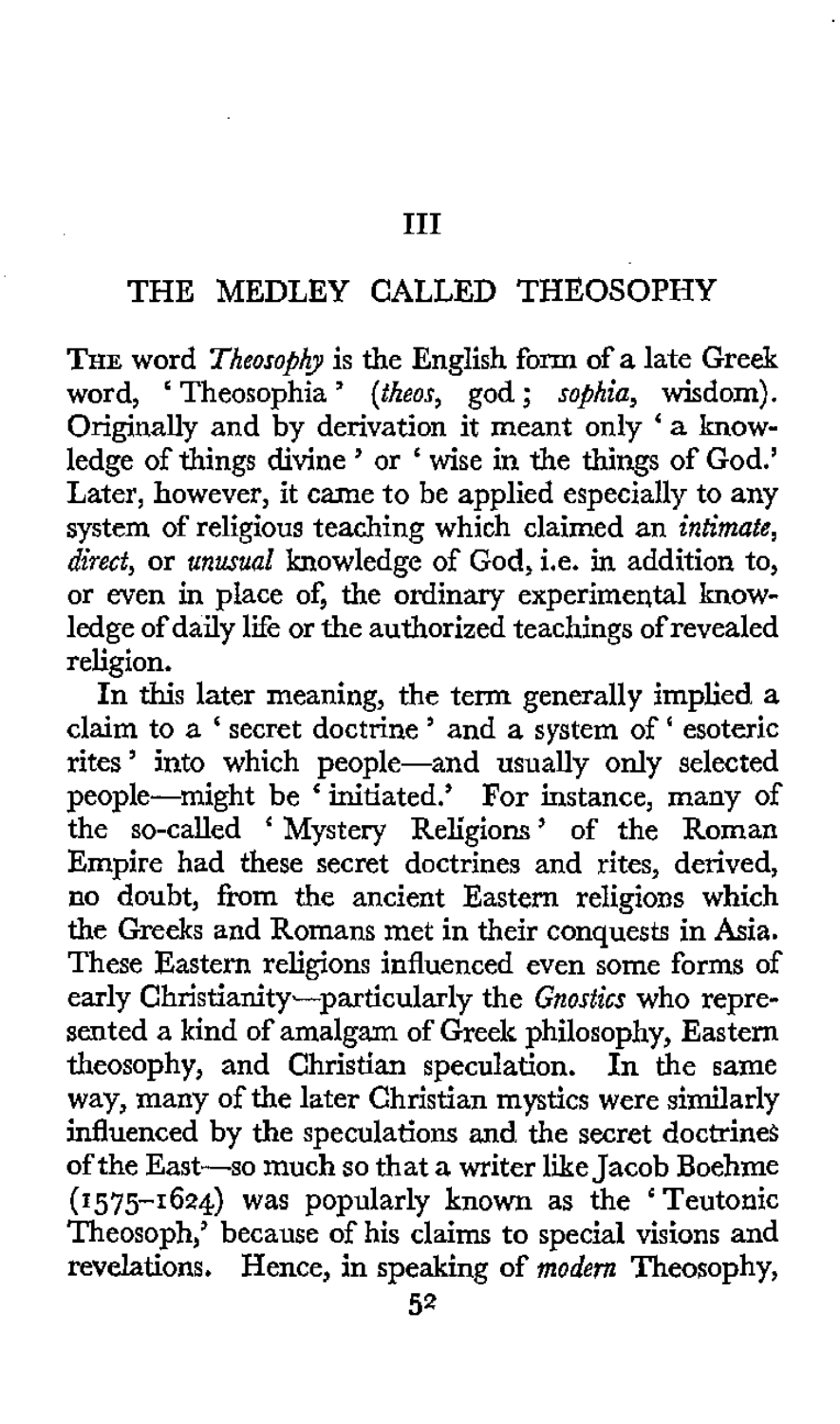# III

## THE MEDLEY CALLED THEOSOPHY

THE word *Theosophy* is the English form of a late Greek word, 'Theosophia' (*theos*, god; *sophia*, wisdom). Originally and by derivation it meant only 'a knowledge of things divine' or 'wise in the things of God.' Later, however, it came to be applied especially to any system of religious teaching which claimed an *intimate*, *direct*, or *unusual* knowledge of God, i.e. in addition to, or even in place of, the ordinary experimental knowledge of daily life or the authorized teachings of revealed religion.

In this later meaning, the term generally implied a claim to a 'secret doctrine' and a system of 'esoteric rites' into which people—and usually only selected people—might be 'initiated.' For instance, many of the so-called 'Mystery Religions' of the Roman Empire had these secret doctrines and rites, derived, no doubt, from the ancient Eastern religions which the Greeks and Romans met in their conquests in Asia. These Eastern religions influenced even some forms of early Christianity—particularly the *Gnostics* who represented a kind of amalgam of Greek philosophy, Eastern theosophy, and Christian speculation. In the same way, many of the later Christian mystics were similarly influenced by the speculations and the secret doctrines of the East—so much so that a writer like Jacob Boehme (1575–1624) was popularly known as the 'Teutonic Theosoph,' because of his claims to special visions and revelations. Hence, in speaking of *modern* Theosophy,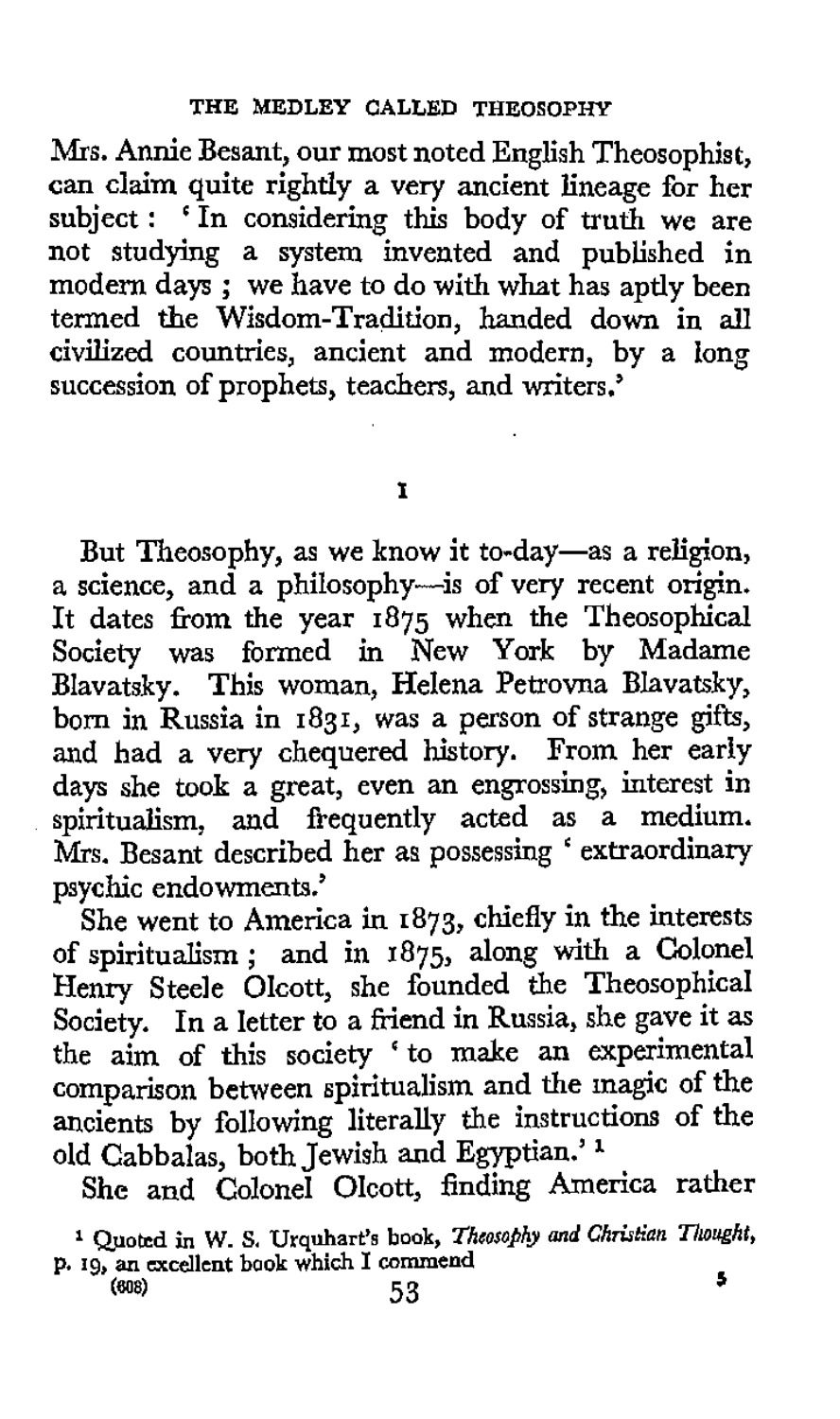Mrs. Annie Besant, our most noted English Theosophist, can claim quite rightly a very ancient lineage for her subject: 'In considering this body of truth we are not studying a system invented and published in modern days; we have to do with what has aptly been termed the Wisdom-Tradition, handed down in all civilized countries, ancient and modern, by a long succession of prophets, teachers, and writers.'

## I

But Theosophy, as we know it to-day—as a religion, a science, and a philosophy—is of very recent origin. It dates from the year 1875 when the Theosophical Society was formed in New York by Madame Blavatsky. This woman, Helena Petrovna Blavatsky, born in Russia in 1831, was a person of strange gifts, and had a very chequered history. From her early days she took a great, even an engrossing, interest in spiritualism, and frequently acted as a medium. Mrs. Besant described her as possessing 'extraordinary psychic endowments.'

She went to America in 1873, chiefly in the interests of spiritualism; and in 1875, along with a Colonel Henry Steele Olcott, she founded the Theosophical Society. In a letter to a friend in Russia, she gave it as the aim of this society 'to make an experimental comparison between spiritualism and the magic of the ancients by following literally the instructions of the old Cabbalas, both Jewish and Egyptian.'[1]

She and Colonel Olcott, finding America rather

[1] Quoted in W. S. Urquhart's book, *Theosophy and Christian Thought*, p. 19, an excellent book which I commend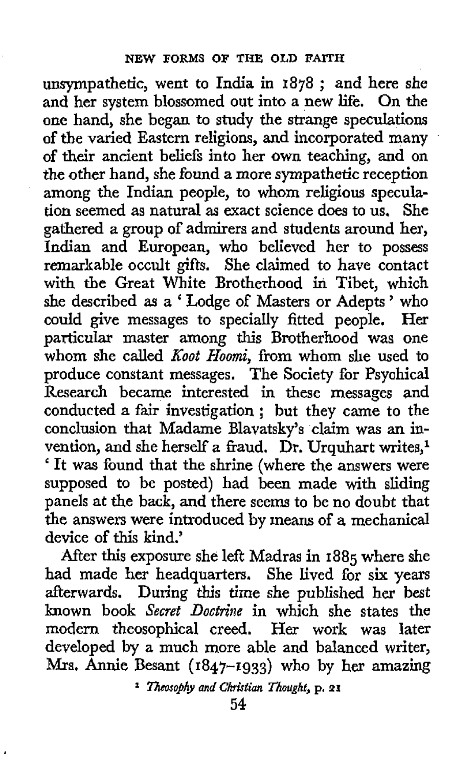unsympathetic, went to India in 1878; and here she and her system blossomed out into a new life. On the one hand, she began to study the strange speculations of the varied Eastern religions, and incorporated many of their ancient beliefs into her own teaching, and on the other hand, she found a more sympathetic reception among the Indian people, to whom religious speculation seemed as natural as exact science does to us. She gathered a group of admirers and students around her, Indian and European, who believed her to possess remarkable occult gifts. She claimed to have contact with the Great White Brotherhood in Tibet, which she described as a 'Lodge of Masters or Adepts' who could give messages to specially fitted people. Her particular master among this Brotherhood was one whom she called *Koot Hoomi*, from whom she used to produce constant messages. The Society for Psychical Research became interested in these messages and conducted a fair investigation; but they came to the conclusion that Madame Blavatsky's claim was an invention, and she herself a fraud. Dr. Urquhart writes,[1] 'It was found that the shrine (where the answers were supposed to be posted) had been made with sliding panels at the back, and there seems to be no doubt that the answers were introduced by means of a mechanical device of this kind.'

After this exposure she left Madras in 1885 where she had made her headquarters. She lived for six years afterwards. During this time she published her best known book *Secret Doctrine* in which she states the modern theosophical creed. Her work was later developed by a much more able and balanced writer, Mrs. Annie Besant (1847–1933) who by her amazing

[1] *Theosophy and Christian Thought*, p. 21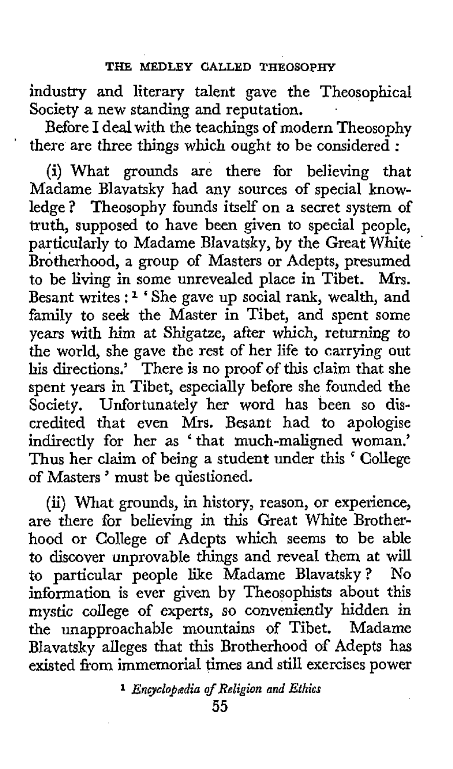industry and literary talent gave the Theosophical Society a new standing and reputation.

Before I deal with the teachings of modern Theosophy there are three things which ought to be considered :

(i) What grounds are there for believing that Madame Blavatsky had any sources of special knowledge? Theosophy founds itself on a secret system of truth, supposed to have been given to special people, particularly to Madame Blavatsky, by the Great White Brotherhood, a group of Masters or Adepts, presumed to be living in some unrevealed place in Tibet. Mrs. Besant writes :[1] 'She gave up social rank, wealth, and family to seek the Master in Tibet, and spent some years with him at Shigatze, after which, returning to the world, she gave the rest of her life to carrying out his directions.' There is no proof of this claim that she spent years in Tibet, especially before she founded the Society. Unfortunately her word has been so discredited that even Mrs. Besant had to apologise indirectly for her as 'that much-maligned woman.' Thus her claim of being a student under this 'College of Masters' must be questioned.

(ii) What grounds, in history, reason, or experience, are there for believing in this Great White Brotherhood or College of Adepts which seems to be able to discover unprovable things and reveal them at will to particular people like Madame Blavatsky? No information is ever given by Theosophists about this mystic college of experts, so conveniently hidden in the unapproachable mountains of Tibet. Madame Blavatsky alleges that this Brotherhood of Adepts has existed from immemorial times and still exercises power

[1] *Encyclopædia of Religion and Ethics*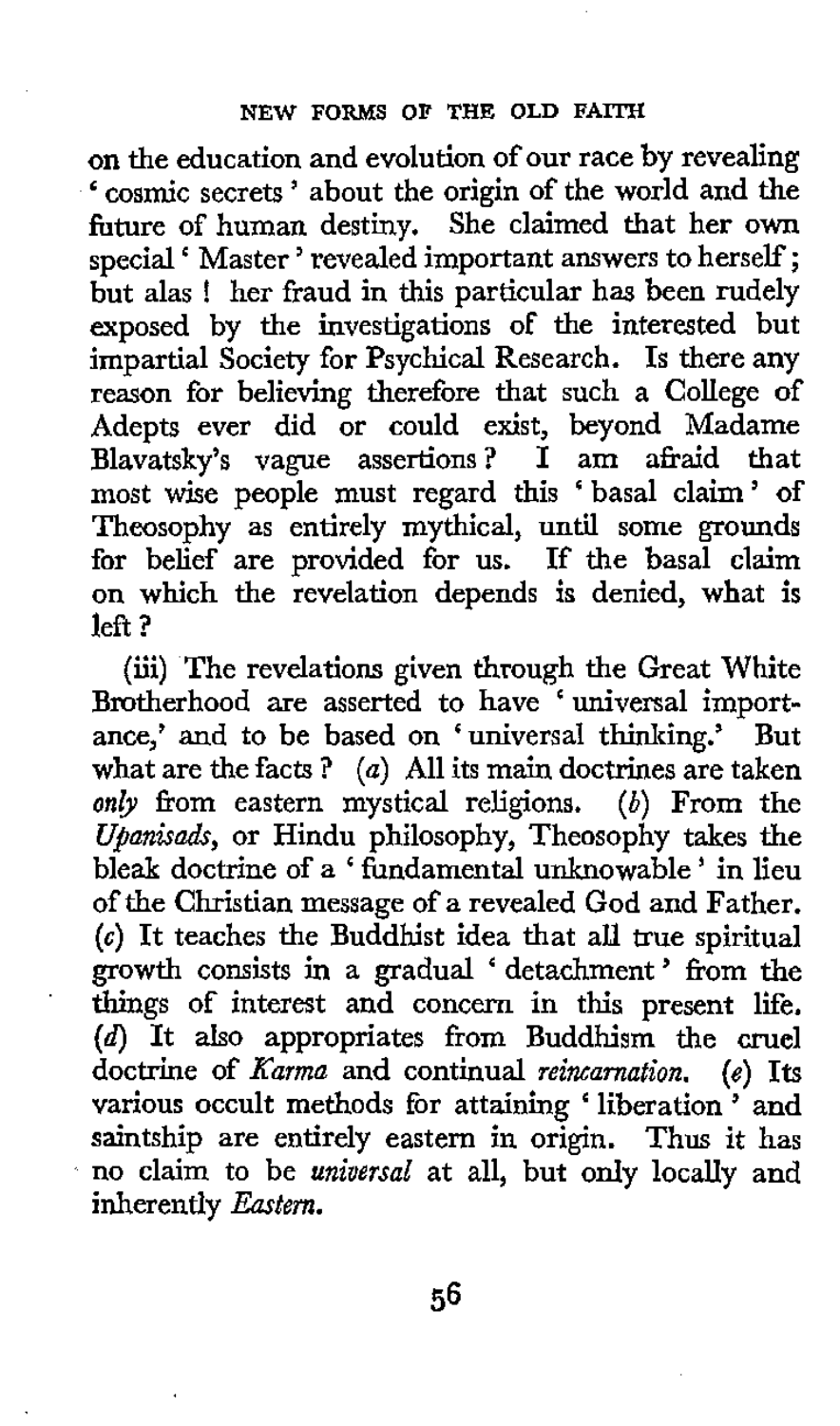on the education and evolution of our race by revealing 'cosmic secrets' about the origin of the world and the future of human destiny. She claimed that her own special 'Master' revealed important answers to herself; but alas! her fraud in this particular has been rudely exposed by the investigations of the interested but impartial Society for Psychical Research. Is there any reason for believing therefore that such a College of Adepts ever did or could exist, beyond Madame Blavatsky's vague assertions? I am afraid that most wise people must regard this 'basal claim' of Theosophy as entirely mythical, until some grounds for belief are provided for us. If the basal claim on which the revelation depends is denied, what is left?

(iii) The revelations given through the Great White Brotherhood are asserted to have 'universal importance,' and to be based on 'universal thinking.' But what are the facts? (*a*) All its main doctrines are taken *only* from eastern mystical religions. (*b*) From the *Upanisads*, or Hindu philosophy, Theosophy takes the bleak doctrine of a 'fundamental unknowable' in lieu of the Christian message of a revealed God and Father. (*c*) It teaches the Buddhist idea that all true spiritual growth consists in a gradual 'detachment' from the things of interest and concern in this present life. (*d*) It also appropriates from Buddhism the cruel doctrine of *Karma* and continual *reincarnation*. (*e*) Its various occult methods for attaining 'liberation' and saintship are entirely eastern in origin. Thus it has no claim to be *universal* at all, but only locally and inherently *Eastern*.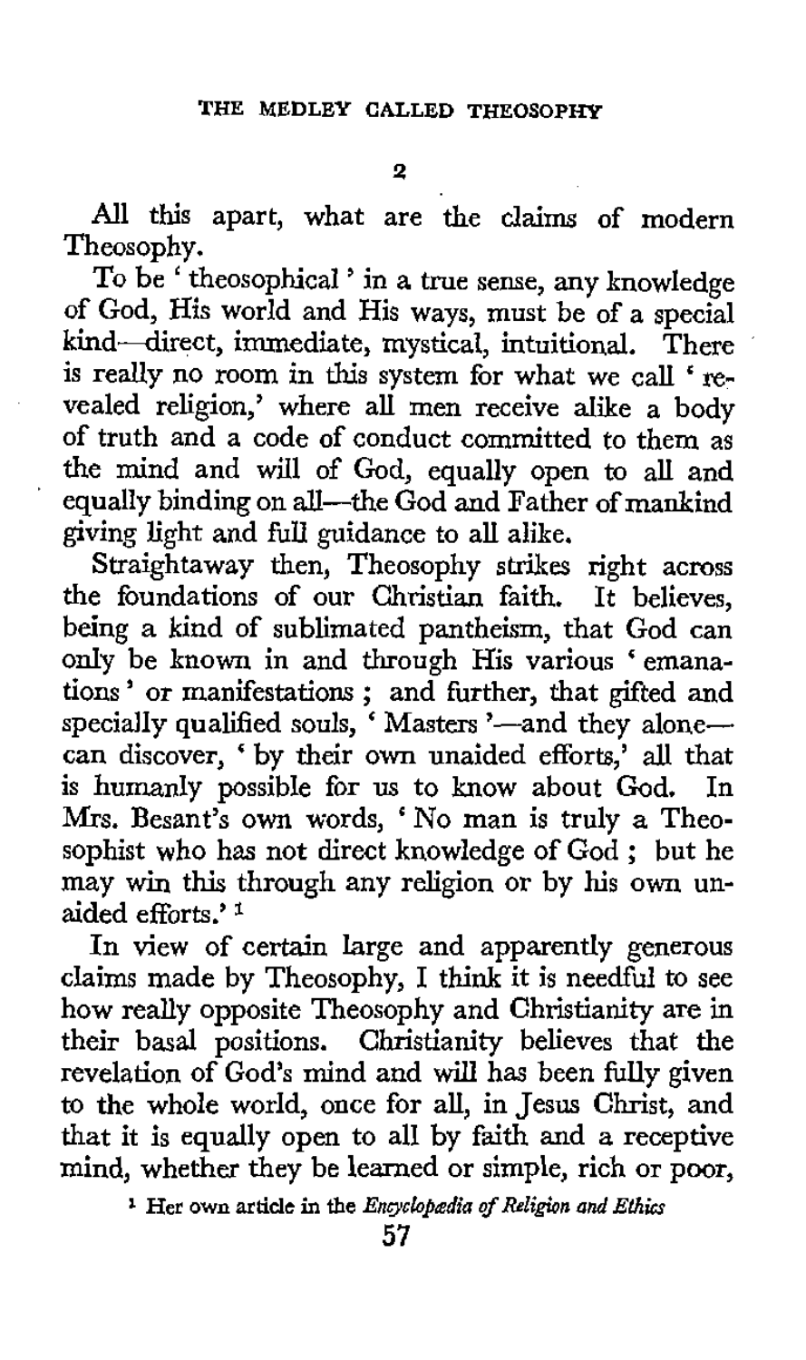## 2

All this apart, what are the claims of modern Theosophy.

To be 'theosophical' in a true sense, any knowledge of God, His world and His ways, must be of a special kind—direct, immediate, mystical, intuitional. There is really no room in this system for what we call 'revealed religion,' where all men receive alike a body of truth and a code of conduct committed to them as the mind and will of God, equally open to all and equally binding on all—the God and Father of mankind giving light and full guidance to all alike.

Straightaway then, Theosophy strikes right across the foundations of our Christian faith. It believes, being a kind of sublimated pantheism, that God can only be known in and through His various 'emanations' or manifestations; and further, that gifted and specially qualified souls, 'Masters'—and they alone—can discover, 'by their own unaided efforts,' all that is humanly possible for us to know about God. In Mrs. Besant's own words, 'No man is truly a Theosophist who has not direct knowledge of God; but he may win this through any religion or by his own unaided efforts.'[1]

In view of certain large and apparently generous claims made by Theosophy, I think it is needful to see how really opposite Theosophy and Christianity are in their basal positions. Christianity believes that the revelation of God's mind and will has been fully given to the whole world, once for all, in Jesus Christ, and that it is equally open to all by faith and a receptive mind, whether they be learned or simple, rich or poor,

[1] Her own article in the *Encyclopædia of Religion and Ethics*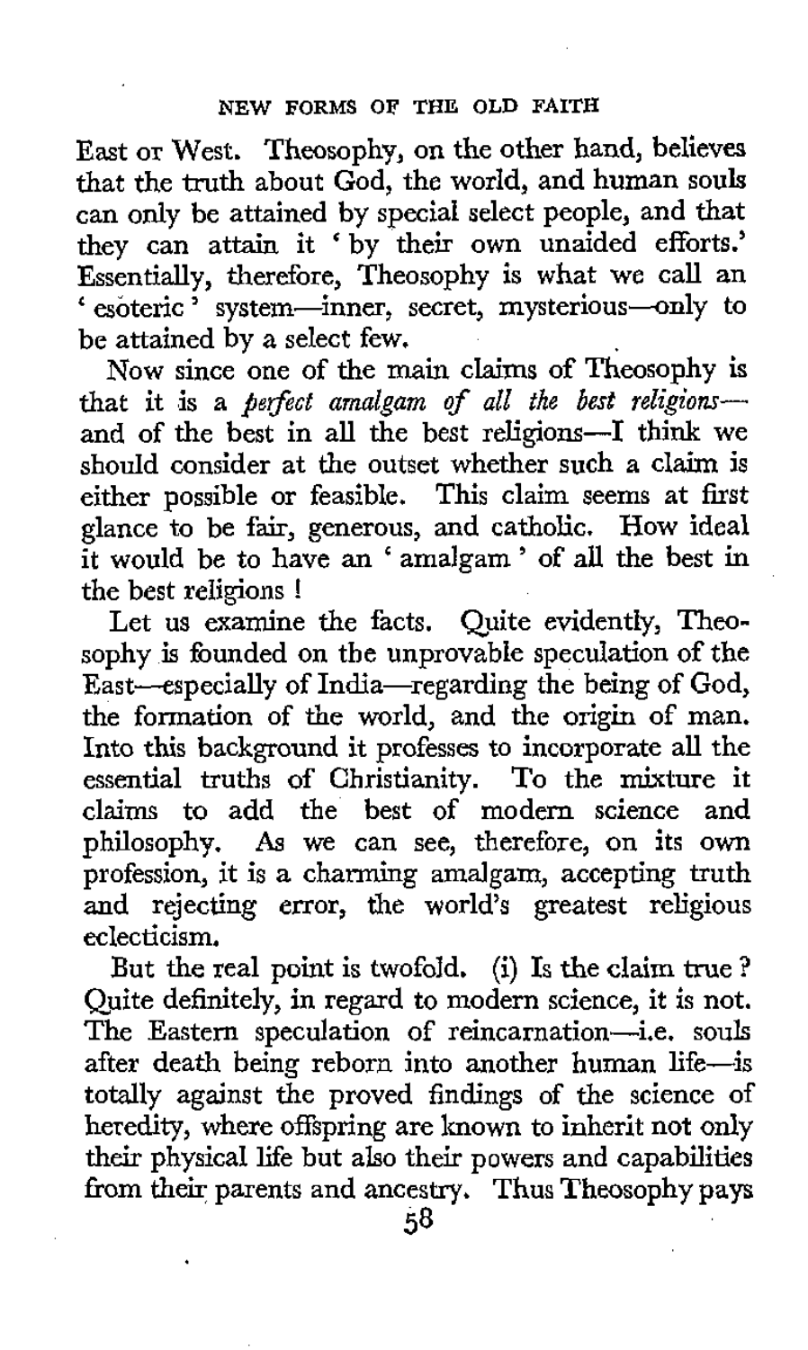East or West. Theosophy, on the other hand, believes that the truth about God, the world, and human souls can only be attained by special select people, and that they can attain it 'by their own unaided efforts.' Essentially, therefore, Theosophy is what we call an 'esoteric' system—inner, secret, mysterious—only to be attained by a select few.

Now since one of the main claims of Theosophy is that it is a *perfect amalgam of all the best religions*—and of the best in all the best religions—I think we should consider at the outset whether such a claim is either possible or feasible. This claim seems at first glance to be fair, generous, and catholic. How ideal it would be to have an 'amalgam' of all the best in the best religions!

Let us examine the facts. Quite evidently, Theosophy is founded on the unprovable speculation of the East—especially of India—regarding the being of God, the formation of the world, and the origin of man. Into this background it professes to incorporate all the essential truths of Christianity. To the mixture it claims to add the best of modern science and philosophy. As we can see, therefore, on its own profession, it is a charming amalgam, accepting truth and rejecting error, the world's greatest religious eclecticism.

But the real point is twofold. (i) Is the claim true? Quite definitely, in regard to modern science, it is not. The Eastern speculation of reincarnation—i.e. souls after death being reborn into another human life—is totally against the proved findings of the science of heredity, where offspring are known to inherit not only their physical life but also their powers and capabilities from their parents and ancestry. Thus Theosophy pays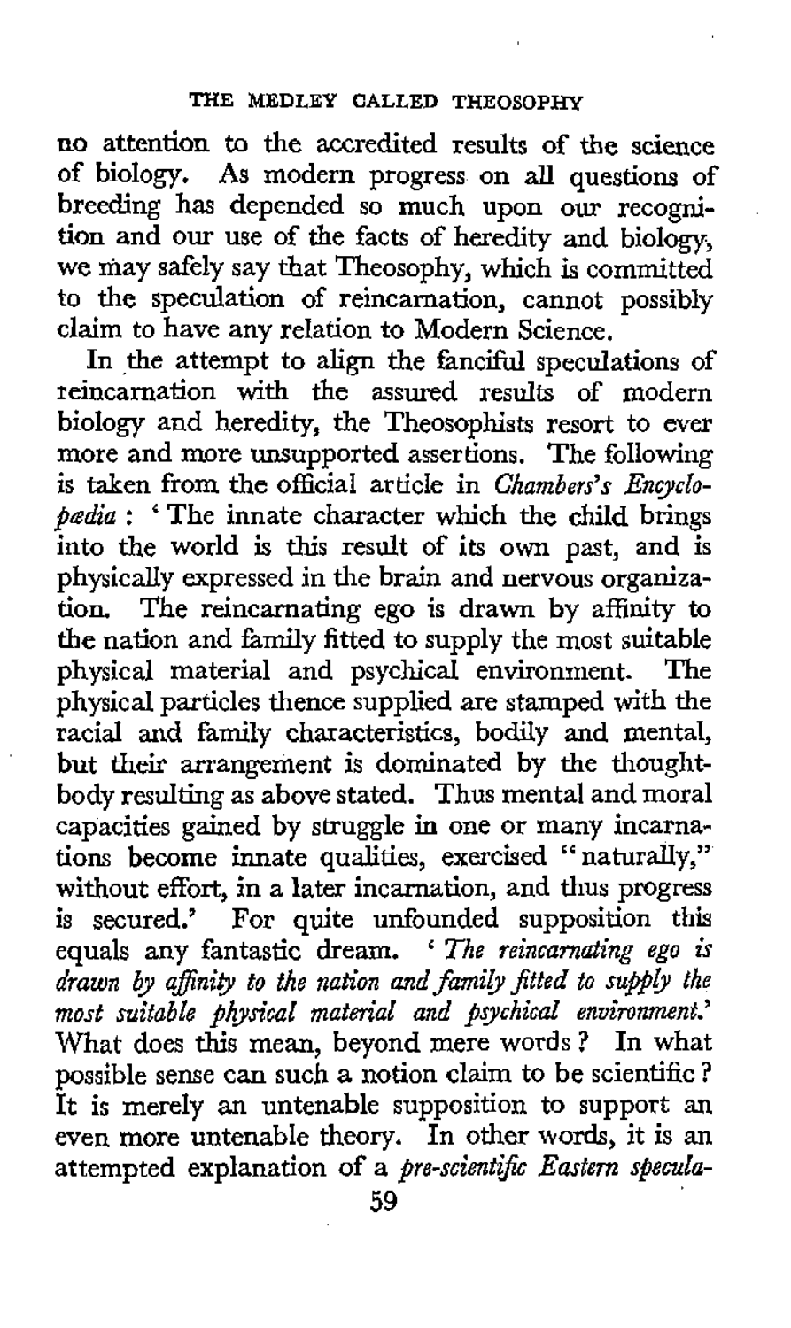no attention to the accredited results of the science of biology. As modern progress on all questions of breeding has depended so much upon our recognition and our use of the facts of heredity and biology, we may safely say that Theosophy, which is committed to the speculation of reincarnation, cannot possibly claim to have any relation to Modern Science.

In the attempt to align the fanciful speculations of reincarnation with the assured results of modern biology and heredity, the Theosophists resort to ever more and more unsupported assertions. The following is taken from the official article in *Chambers's Encyclopædia*: 'The innate character which the child brings into the world is this result of its own past, and is physically expressed in the brain and nervous organization. The reincarnating ego is drawn by affinity to the nation and family fitted to supply the most suitable physical material and psychical environment. The physical particles thence supplied are stamped with the racial and family characteristics, bodily and mental, but their arrangement is dominated by the thought-body resulting as above stated. Thus mental and moral capacities gained by struggle in one or many incarnations become innate qualities, exercised "naturally," without effort, in a later incarnation, and thus progress is secured.' For quite unfounded supposition this equals any fantastic dream. '*The reincarnating ego is drawn by affinity to the nation and family fitted to supply the most suitable physical material and psychical environment.*' What does this mean, beyond mere words? In what possible sense can such a notion claim to be scientific? It is merely an untenable supposition to support an even more untenable theory. In other words, it is an attempted explanation of a *pre-scientific Eastern specula-*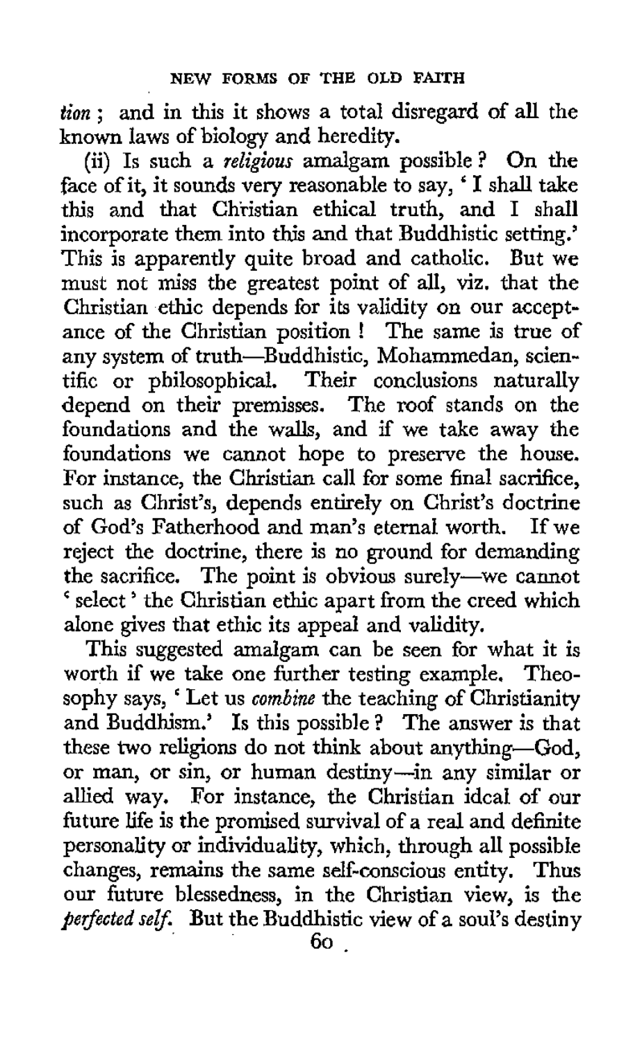*tion*; and in this it shows a total disregard of all the known laws of biology and heredity.

(ii) Is such a *religious* amalgam possible? On the face of it, it sounds very reasonable to say, 'I shall take this and that Christian ethical truth, and I shall incorporate them into this and that Buddhistic setting.' This is apparently quite broad and catholic. But we must not miss the greatest point of all, viz. that the Christian ethic depends for its validity on our acceptance of the Christian position! The same is true of any system of truth—Buddhistic, Mohammedan, scientific or philosophical. Their conclusions naturally depend on their premisses. The roof stands on the foundations and the walls, and if we take away the foundations we cannot hope to preserve the house. For instance, the Christian call for some final sacrifice, such as Christ's, depends entirely on Christ's doctrine of God's Fatherhood and man's eternal worth. If we reject the doctrine, there is no ground for demanding the sacrifice. The point is obvious surely—we cannot 'select' the Christian ethic apart from the creed which alone gives that ethic its appeal and validity.

This suggested amalgam can be seen for what it is worth if we take one further testing example. Theosophy says, 'Let us *combine* the teaching of Christianity and Buddhism.' Is this possible? The answer is that these two religions do not think about anything—God, or man, or sin, or human destiny—in any similar or allied way. For instance, the Christian ideal of our future life is the promised survival of a real and definite personality or individuality, which, through all possible changes, remains the same self-conscious entity. Thus our future blessedness, in the Christian view, is the *perfected self*. But the Buddhistic view of a soul's destiny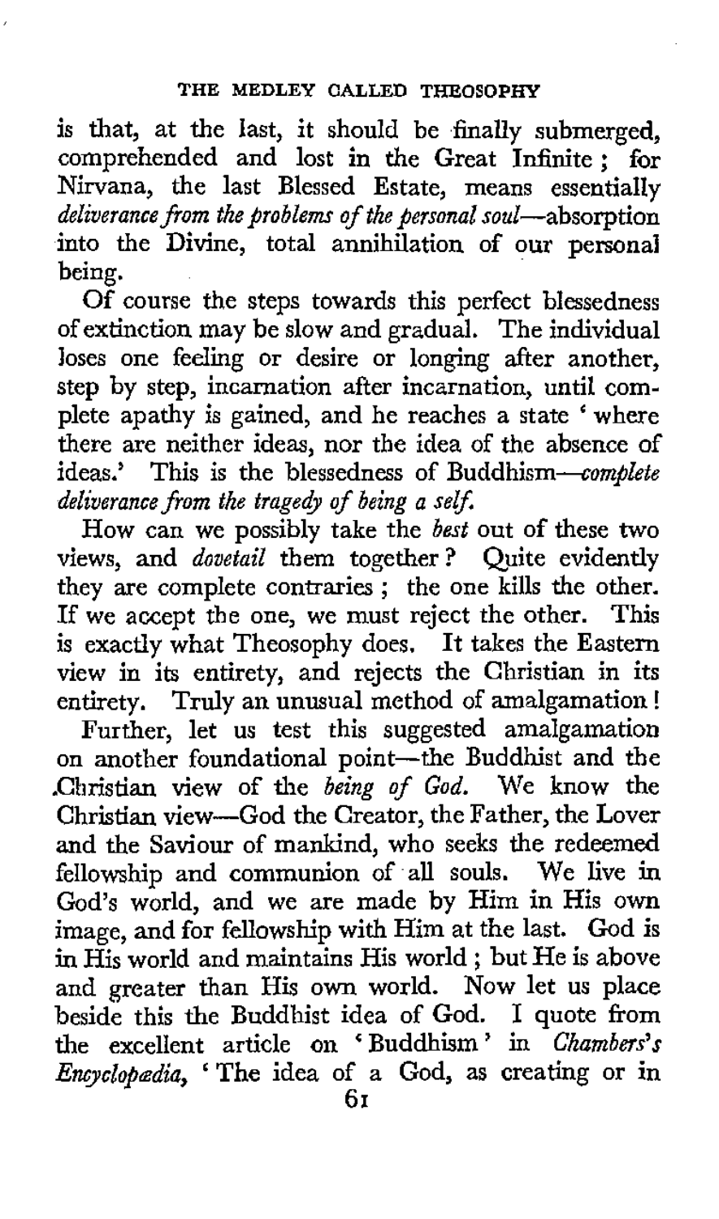is that, at the last, it should be finally submerged, comprehended and lost in the Great Infinite; for Nirvana, the last Blessed Estate, means essentially *deliverance from the problems of the personal soul*—absorption into the Divine, total annihilation of our personal being.

Of course the steps towards this perfect blessedness of extinction may be slow and gradual. The individual loses one feeling or desire or longing after another, step by step, incarnation after incarnation, until complete apathy is gained, and he reaches a state 'where there are neither ideas, nor the idea of the absence of ideas.' This is the blessedness of Buddhism—*complete deliverance from the tragedy of being a self.*

How can we possibly take the *best* out of these two views, and *dovetail* them together? Quite evidently they are complete contraries; the one kills the other. If we accept the one, we must reject the other. This is exactly what Theosophy does. It takes the Eastern view in its entirety, and rejects the Christian in its entirety. Truly an unusual method of amalgamation!

Further, let us test this suggested amalgamation on another foundational point—the Buddhist and the Christian view of the *being of God*. We know the Christian view—God the Creator, the Father, the Lover and the Saviour of mankind, who seeks the redeemed fellowship and communion of all souls. We live in God's world, and we are made by Him in His own image, and for fellowship with Him at the last. God is in His world and maintains His world; but He is above and greater than His own world. Now let us place beside this the Buddhist idea of God. I quote from the excellent article on 'Buddhism' in *Chambers's Encyclopædia*, 'The idea of a God, as creating or in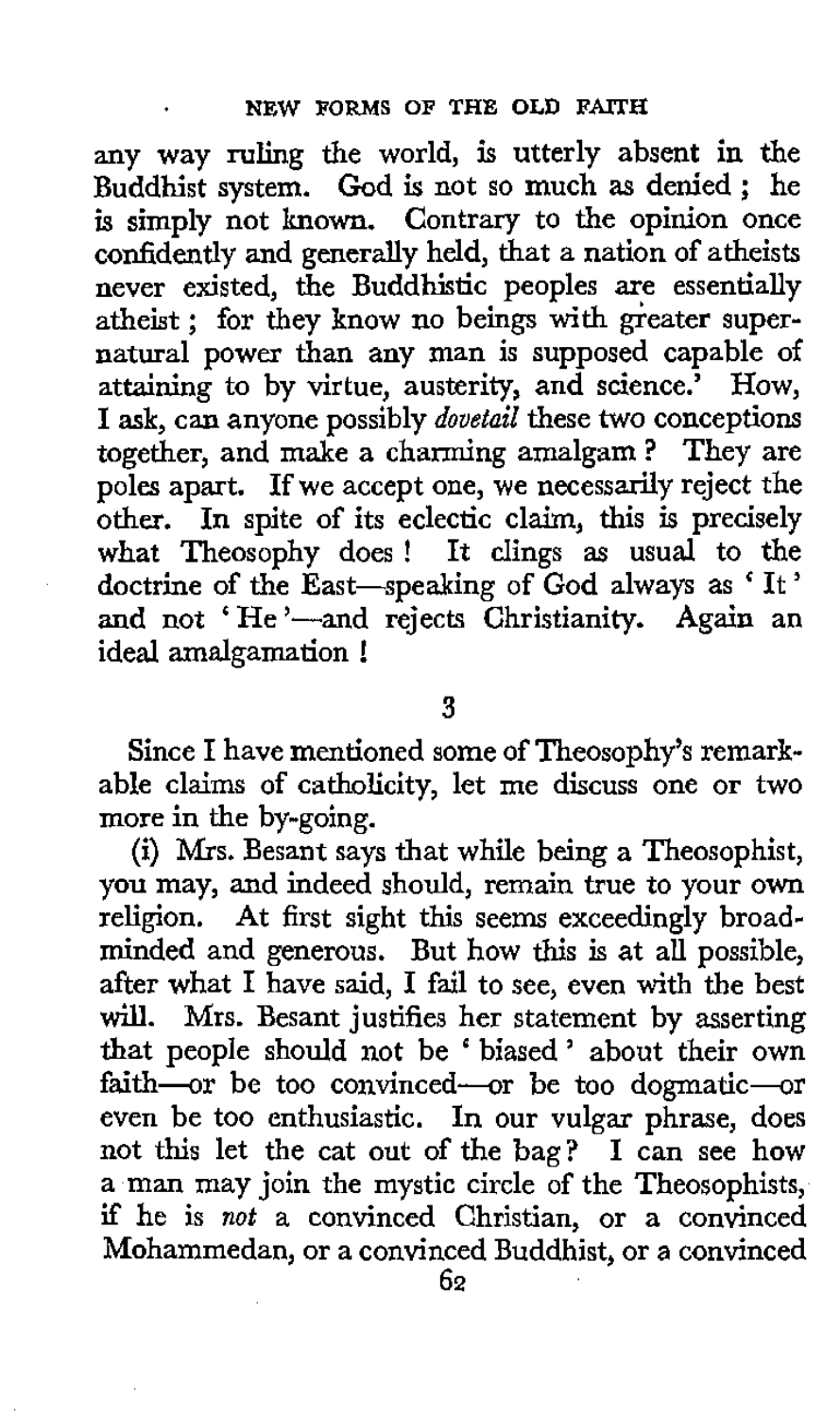any way ruling the world, is utterly absent in the Buddhist system. God is not so much as denied; he is simply not known. Contrary to the opinion once confidently and generally held, that a nation of atheists never existed, the Buddhistic peoples are essentially atheist; for they know no beings with greater supernatural power than any man is supposed capable of attaining to by virtue, austerity, and science.' How, I ask, can anyone possibly *dovetail* these two conceptions together, and make a charming amalgam? They are poles apart. If we accept one, we necessarily reject the other. In spite of its eclectic claim, this is precisely what Theosophy does! It clings as usual to the doctrine of the East—speaking of God always as 'It' and not 'He'—and rejects Christianity. Again an ideal amalgamation!

3

Since I have mentioned some of Theosophy's remarkable claims of catholicity, let me discuss one or two more in the by-going.

(i) Mrs. Besant says that while being a Theosophist, you may, and indeed should, remain true to your own religion. At first sight this seems exceedingly broadminded and generous. But how this is at all possible, after what I have said, I fail to see, even with the best will. Mrs. Besant justifies her statement by asserting that people should not be 'biased' about their own faith—or be too convinced—or be too dogmatic—or even be too enthusiastic. In our vulgar phrase, does not this let the cat out of the bag? I can see how a man may join the mystic circle of the Theosophists, if he is *not* a convinced Christian, or a convinced Mohammedan, or a convinced Buddhist, or a convinced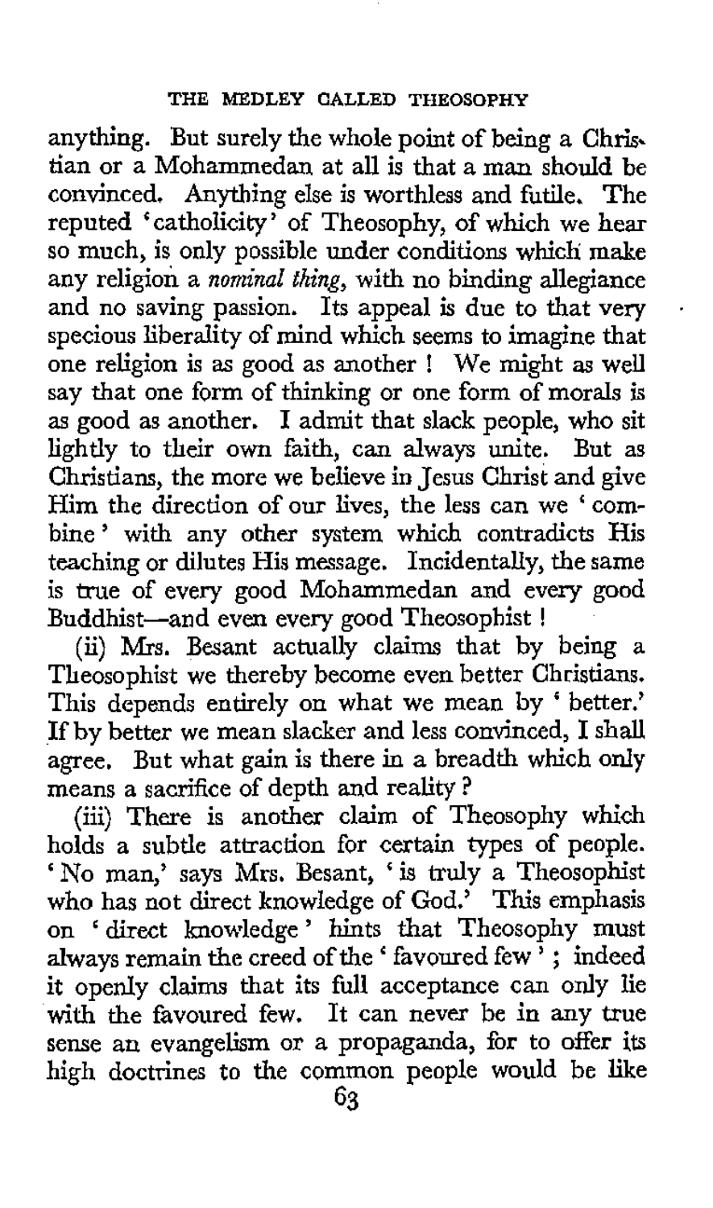anything. But surely the whole point of being a Christian or a Mohammedan at all is that a man should be convinced. Anything else is worthless and futile. The reputed 'catholicity' of Theosophy, of which we hear so much, is only possible under conditions which make any religion a *nominal thing*, with no binding allegiance and no saving passion. Its appeal is due to that very specious liberality of mind which seems to imagine that one religion is as good as another! We might as well say that one form of thinking or one form of morals is as good as another. I admit that slack people, who sit lightly to their own faith, can always unite. But as Christians, the more we believe in Jesus Christ and give Him the direction of our lives, the less can we 'combine' with any other system which contradicts His teaching or dilutes His message. Incidentally, the same is true of every good Mohammedan and every good Buddhist—and even every good Theosophist!

(ii) Mrs. Besant actually claims that by being a Theosophist we thereby become even better Christians. This depends entirely on what we mean by 'better.' If by better we mean slacker and less convinced, I shall agree. But what gain is there in a breadth which only means a sacrifice of depth and reality?

(iii) There is another claim of Theosophy which holds a subtle attraction for certain types of people. 'No man,' says Mrs. Besant, 'is truly a Theosophist who has not direct knowledge of God.' This emphasis on 'direct knowledge' hints that Theosophy must always remain the creed of the 'favoured few'; indeed it openly claims that its full acceptance can only lie with the favoured few. It can never be in any true sense an evangelism or a propaganda, for to offer its high doctrines to the common people would be like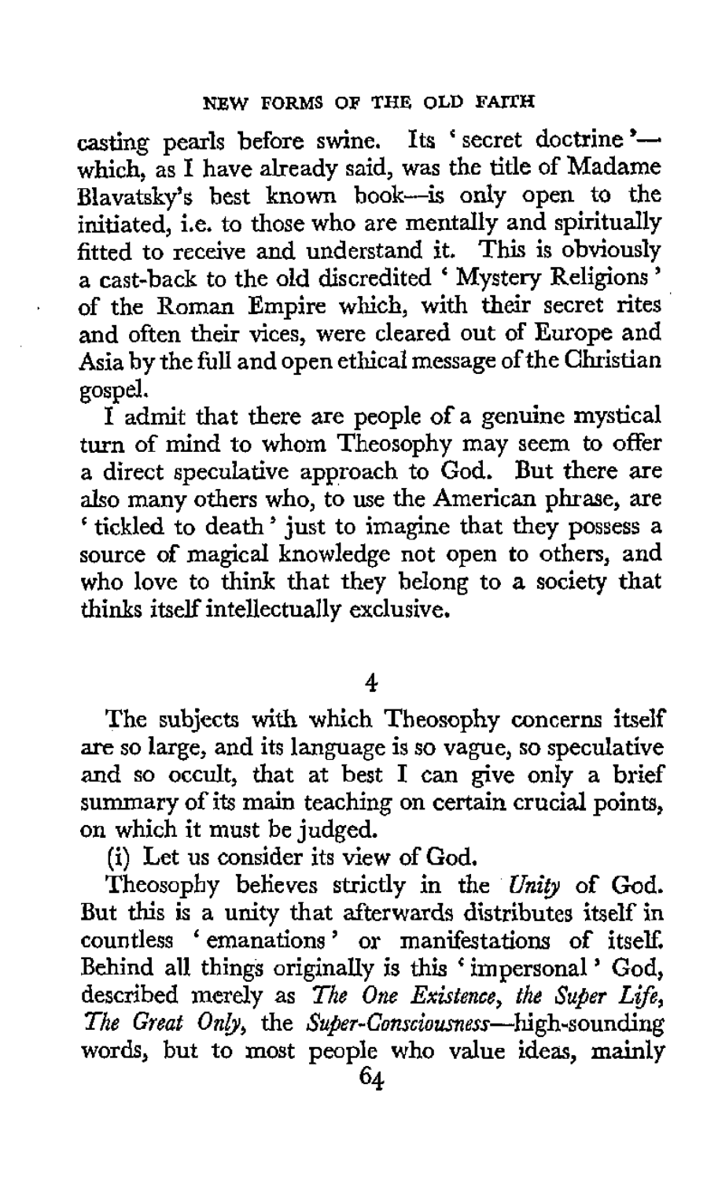casting pearls before swine. Its 'secret doctrine'—which, as I have already said, was the title of Madame Blavatsky's best known book—is only open to the initiated, i.e. to those who are mentally and spiritually fitted to receive and understand it. This is obviously a cast-back to the old discredited 'Mystery Religions' of the Roman Empire which, with their secret rites and often their vices, were cleared out of Europe and Asia by the full and open ethical message of the Christian gospel.

I admit that there are people of a genuine mystical turn of mind to whom Theosophy may seem to offer a direct speculative approach to God. But there are also many others who, to use the American phrase, are 'tickled to death' just to imagine that they possess a source of magical knowledge not open to others, and who love to think that they belong to a society that thinks itself intellectually exclusive.

## 4

The subjects with which Theosophy concerns itself are so large, and its language is so vague, so speculative and so occult, that at best I can give only a brief summary of its main teaching on certain crucial points, on which it must be judged.

(i) Let us consider its view of God.

Theosophy believes strictly in the *Unity* of God. But this is a unity that afterwards distributes itself in countless 'emanations' or manifestations of itself. Behind all things originally is this 'impersonal' God, described merely as *The One Existence, the Super Life, The Great Only*, the *Super-Consciousness*—high-sounding words, but to most people who value ideas, mainly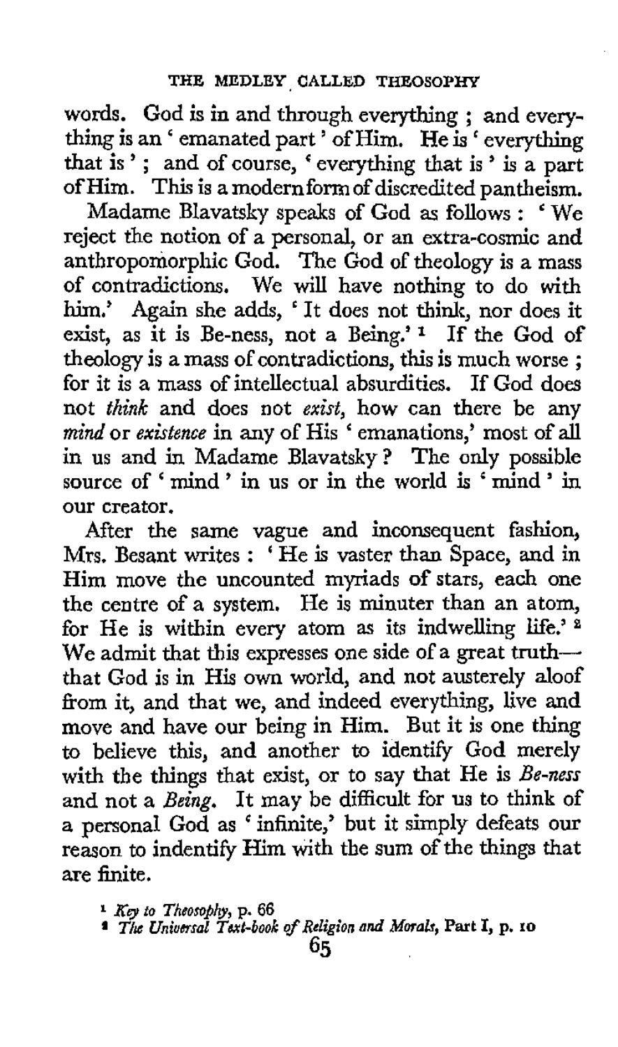words. God is in and through everything ; and everything is an 'emanated part' of Him. He is 'everything that is' ; and of course, 'everything that is' is a part of Him. This is a modern form of discredited pantheism.

Madame Blavatsky speaks of God as follows : 'We reject the notion of a personal, or an extra-cosmic and anthropomorphic God. The God of theology is a mass of contradictions. We will have nothing to do with him.' Again she adds, 'It does not think, nor does it exist, as it is Be-ness, not a Being.' [1] If the God of theology is a mass of contradictions, this is much worse ; for it is a mass of intellectual absurdities. If God does not *think* and does not *exist*, how can there be any *mind* or *existence* in any of His 'emanations,' most of all in us and in Madame Blavatsky ? The only possible source of 'mind' in us or in the world is 'mind' in our creator.

After the same vague and inconsequent fashion, Mrs. Besant writes : 'He is vaster than Space, and in Him move the uncounted myriads of stars, each one the centre of a system. He is minuter than an atom, for He is within every atom as its indwelling life.' [2] We admit that this expresses one side of a great truth—that God is in His own world, and not austerely aloof from it, and that we, and indeed everything, live and move and have our being in Him. But it is one thing to believe this, and another to identify God merely with the things that exist, or to say that He is *Be-ness* and not a *Being*. It may be difficult for us to think of a personal God as 'infinite,' but it simply defeats our reason to indentify Him with the sum of the things that are finite.

[1] *Key to Theosophy*, p. 66

[2] *The Universal Text-book of Religion and Morals*, Part I, p. 10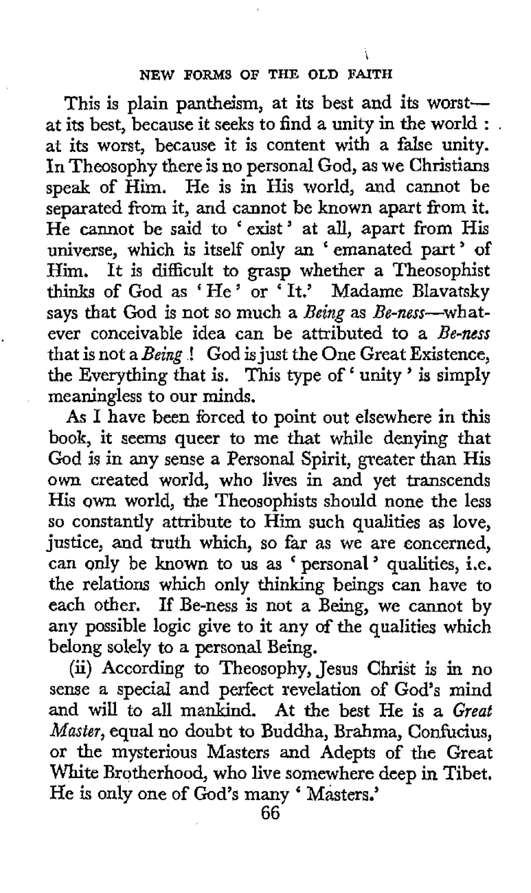This is plain pantheism, at its best and its worst—at its best, because it seeks to find a unity in the world : at its worst, because it is content with a false unity. In Theosophy there is no personal God, as we Christians speak of Him. He is in His world, and cannot be separated from it, and cannot be known apart from it. He cannot be said to 'exist' at all, apart from His universe, which is itself only an 'emanated part' of Him. It is difficult to grasp whether a Theosophist thinks of God as 'He' or 'It.' Madame Blavatsky says that God is not so much a *Being* as *Be-ness*—whatever conceivable idea can be attributed to a *Be-ness* that is not a *Being* ! God is just the One Great Existence, the Everything that is. This type of 'unity' is simply meaningless to our minds.

As I have been forced to point out elsewhere in this book, it seems queer to me that while denying that God is in any sense a Personal Spirit, greater than His own created world, who lives in and yet transcends His own world, the Theosophists should none the less so constantly attribute to Him such qualities as love, justice, and truth which, so far as we are concerned, can only be known to us as 'personal' qualities, i.e. the relations which only thinking beings can have to each other. If Be-ness is not a Being, we cannot by any possible logic give to it any of the qualities which belong solely to a personal Being.

(ii) According to Theosophy, Jesus Christ is in no sense a special and perfect revelation of God's mind and will to all mankind. At the best He is a *Great Master*, equal no doubt to Buddha, Brahma, Confucius, or the mysterious Masters and Adepts of the Great White Brotherhood, who live somewhere deep in Tibet. He is only one of God's many 'Masters.'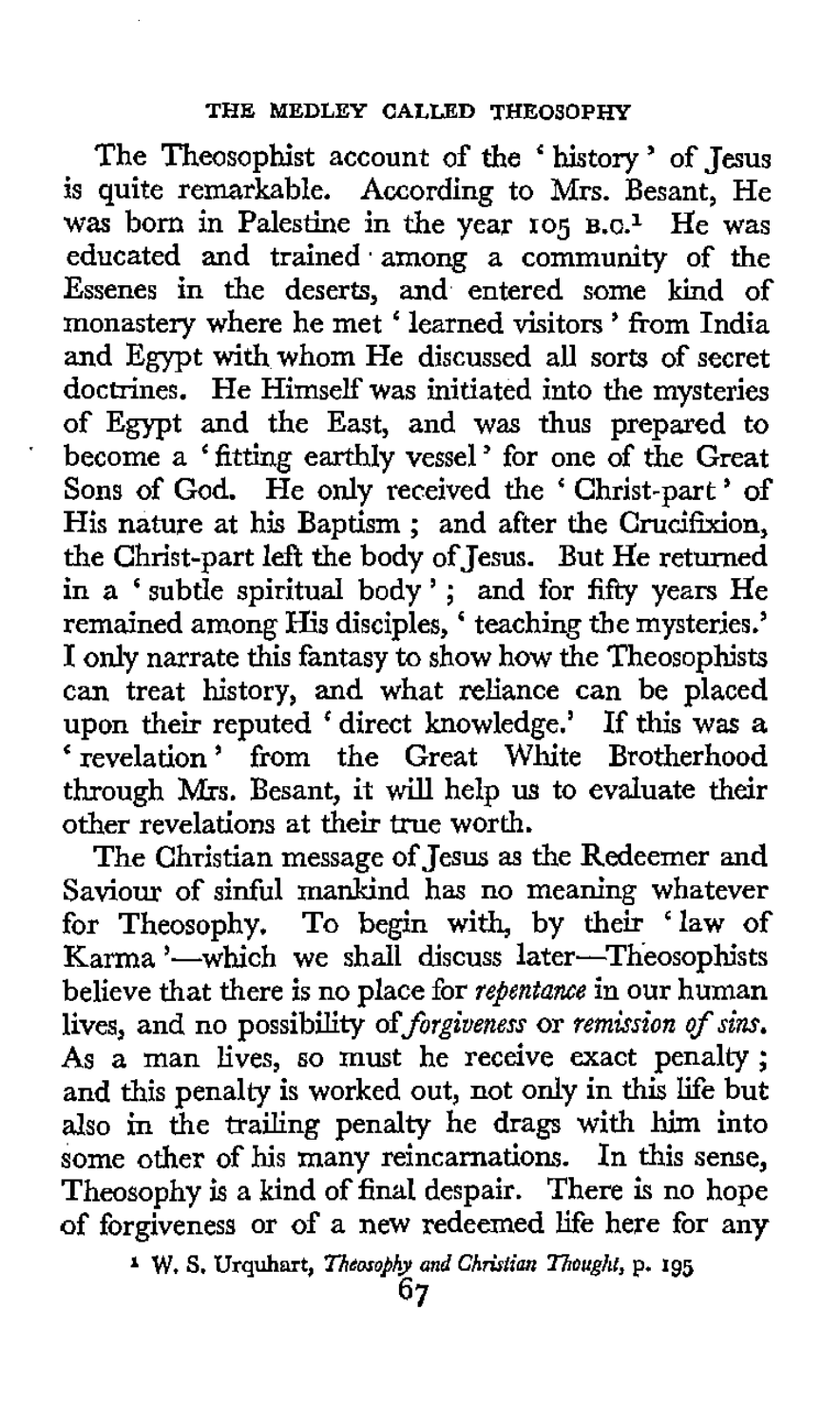The Theosophist account of the 'history' of Jesus is quite remarkable. According to Mrs. Besant, He was born in Palestine in the year 105 B.C.[1] He was educated and trained among a community of the Essenes in the deserts, and entered some kind of monastery where he met 'learned visitors' from India and Egypt with whom He discussed all sorts of secret doctrines. He Himself was initiated into the mysteries of Egypt and the East, and was thus prepared to become a 'fitting earthly vessel' for one of the Great Sons of God. He only received the 'Christ-part' of His nature at his Baptism; and after the Crucifixion, the Christ-part left the body of Jesus. But He returned in a 'subtle spiritual body'; and for fifty years He remained among His disciples, 'teaching the mysteries.' I only narrate this fantasy to show how the Theosophists can treat history, and what reliance can be placed upon their reputed 'direct knowledge.' If this was a 'revelation' from the Great White Brotherhood through Mrs. Besant, it will help us to evaluate their other revelations at their true worth.

The Christian message of Jesus as the Redeemer and Saviour of sinful mankind has no meaning whatever for Theosophy. To begin with, by their 'law of Karma'—which we shall discuss later—Theosophists believe that there is no place for *repentance* in our human lives, and no possibility of *forgiveness* or *remission of sins*. As a man lives, so must he receive exact penalty; and this penalty is worked out, not only in this life but also in the trailing penalty he drags with him into some other of his many reincarnations. In this sense, Theosophy is a kind of final despair. There is no hope of forgiveness or of a new redeemed life here for any

[1] W. S. Urquhart, *Theosophy and Christian Thought*, p. 195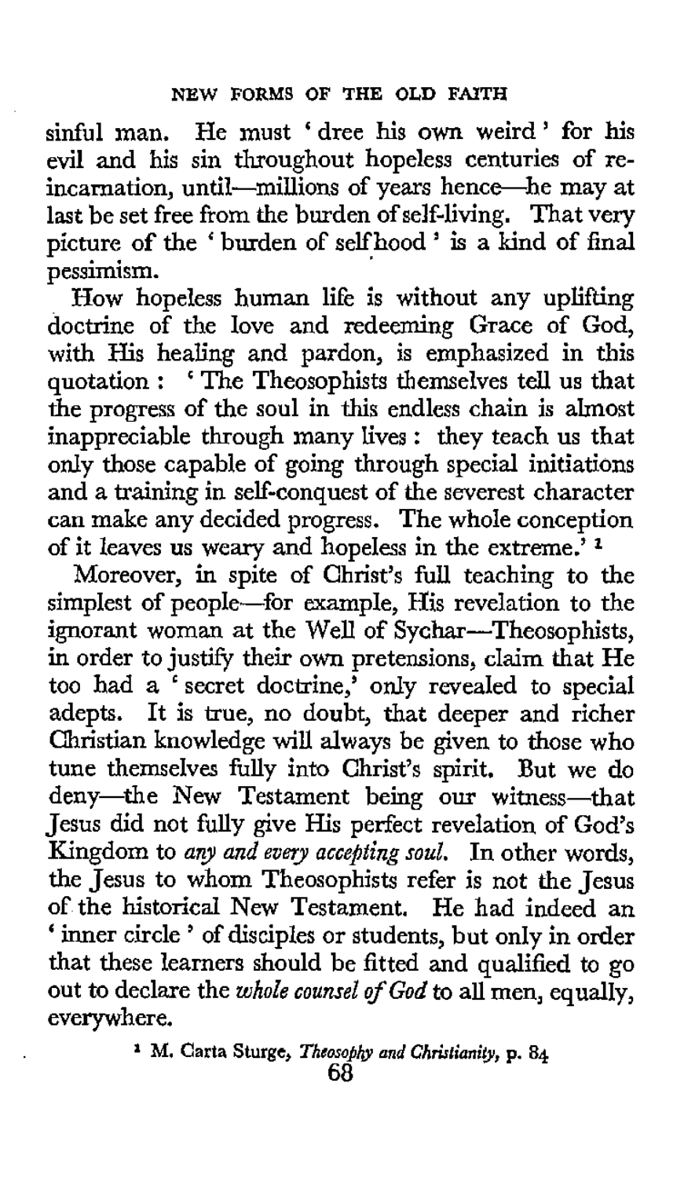sinful man. He must 'dree his own weird' for his evil and his sin throughout hopeless centuries of reincarnation, until—millions of years hence—he may at last be set free from the burden of self-living. That very picture of the 'burden of selfhood' is a kind of final pessimism.

How hopeless human life is without any uplifting doctrine of the love and redeeming Grace of God, with His healing and pardon, is emphasized in this quotation: 'The Theosophists themselves tell us that the progress of the soul in this endless chain is almost inappreciable through many lives: they teach us that only those capable of going through special initiations and a training in self-conquest of the severest character can make any decided progress. The whole conception of it leaves us weary and hopeless in the extreme.' [1]

Moreover, in spite of Christ's full teaching to the simplest of people—for example, His revelation to the ignorant woman at the Well of Sychar—Theosophists, in order to justify their own pretensions, claim that He too had a 'secret doctrine,' only revealed to special adepts. It is true, no doubt, that deeper and richer Christian knowledge will always be given to those who tune themselves fully into Christ's spirit. But we do deny—the New Testament being our witness—that Jesus did not fully give His perfect revelation of God's Kingdom to *any and every accepting soul.* In other words, the Jesus to whom Theosophists refer is not the Jesus of the historical New Testament. He had indeed an 'inner circle' of disciples or students, but only in order that these learners should be fitted and qualified to go out to declare the *whole counsel of God* to all men, equally, everywhere.

[1] M. Carta Sturge, *Theosophy and Christianity*, p. 84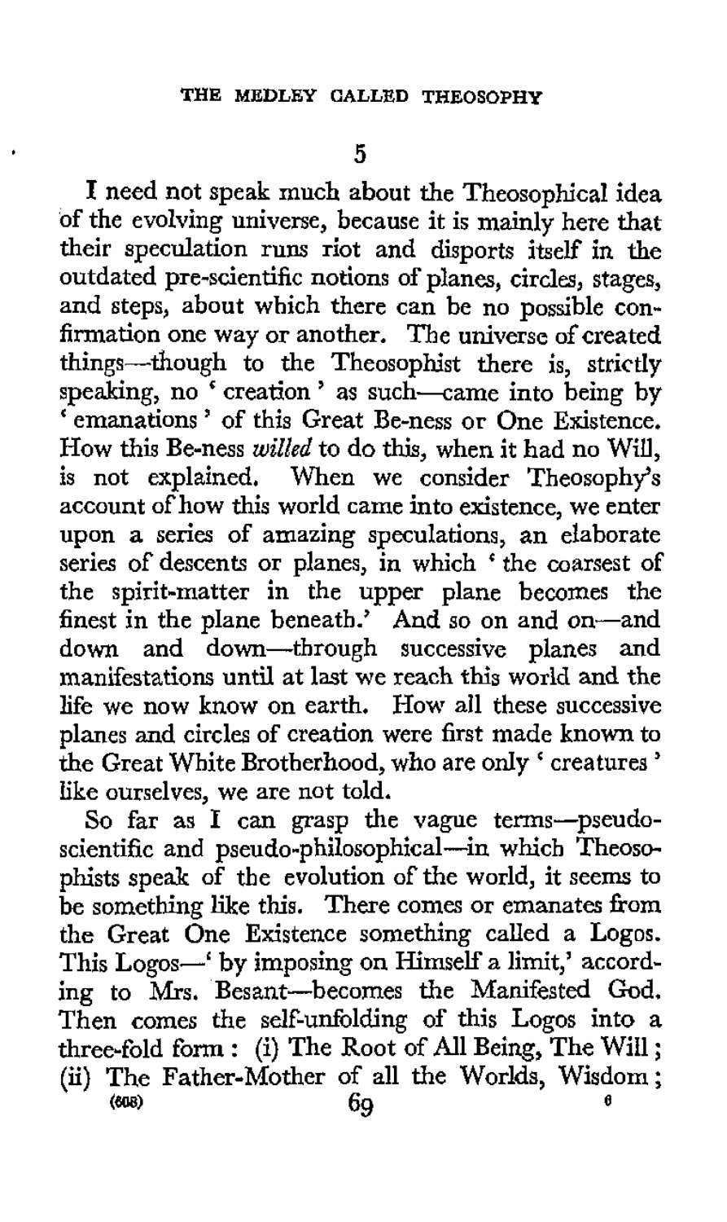## 5

I need not speak much about the Theosophical idea of the evolving universe, because it is mainly here that their speculation runs riot and disports itself in the outdated pre-scientific notions of planes, circles, stages, and steps, about which there can be no possible confirmation one way or another. The universe of created things—though to the Theosophist there is, strictly speaking, no 'creation' as such—came into being by 'emanations' of this Great Be-ness or One Existence. How this Be-ness *willed* to do this, when it had no Will, is not explained. When we consider Theosophy's account of how this world came into existence, we enter upon a series of amazing speculations, an elaborate series of descents or planes, in which 'the coarsest of the spirit-matter in the upper plane becomes the finest in the plane beneath.' And so on and on—and down and down—through successive planes and manifestations until at last we reach this world and the life we now know on earth. How all these successive planes and circles of creation were first made known to the Great White Brotherhood, who are only 'creatures' like ourselves, we are not told.

So far as I can grasp the vague terms—pseudo-scientific and pseudo-philosophical—in which Theosophists speak of the evolution of the world, it seems to be something like this. There comes or emanates from the Great One Existence something called a Logos. This Logos—'by imposing on Himself a limit,' according to Mrs. Besant—becomes the Manifested God. Then comes the self-unfolding of this Logos into a three-fold form: (i) The Root of All Being, The Will; (ii) The Father-Mother of all the Worlds, Wisdom;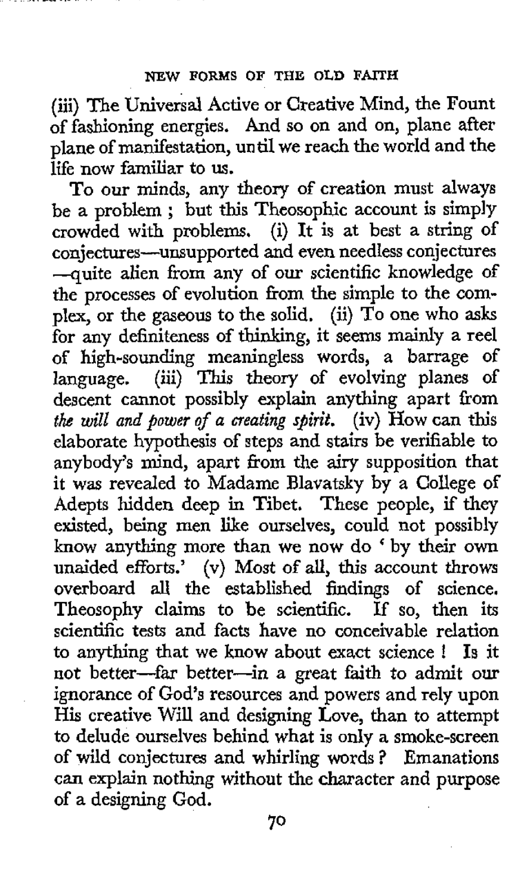(iii) The Universal Active or Creative Mind, the Fount of fashioning energies. And so on and on, plane after plane of manifestation, until we reach the world and the life now familiar to us.

To our minds, any theory of creation must always be a problem ; but this Theosophic account is simply crowded with problems. (i) It is at best a string of conjectures—unsupported and even needless conjectures —quite alien from any of our scientific knowledge of the processes of evolution from the simple to the complex, or the gaseous to the solid. (ii) To one who asks for any definiteness of thinking, it seems mainly a reel of high-sounding meaningless words, a barrage of language. (iii) This theory of evolving planes of descent cannot possibly explain anything apart from *the will and power of a creating spirit.* (iv) How can this elaborate hypothesis of steps and stairs be verifiable to anybody's mind, apart from the airy supposition that it was revealed to Madame Blavatsky by a College of Adepts hidden deep in Tibet. These people, if they existed, being men like ourselves, could not possibly know anything more than we now do 'by their own unaided efforts.' (v) Most of all, this account throws overboard all the established findings of science. Theosophy claims to be scientific. If so, then its scientific tests and facts have no conceivable relation to anything that we know about exact science ! Is it not better—far better—in a great faith to admit our ignorance of God's resources and powers and rely upon His creative Will and designing Love, than to attempt to delude ourselves behind what is only a smoke-screen of wild conjectures and whirling words ? Emanations can explain nothing without the character and purpose of a designing God.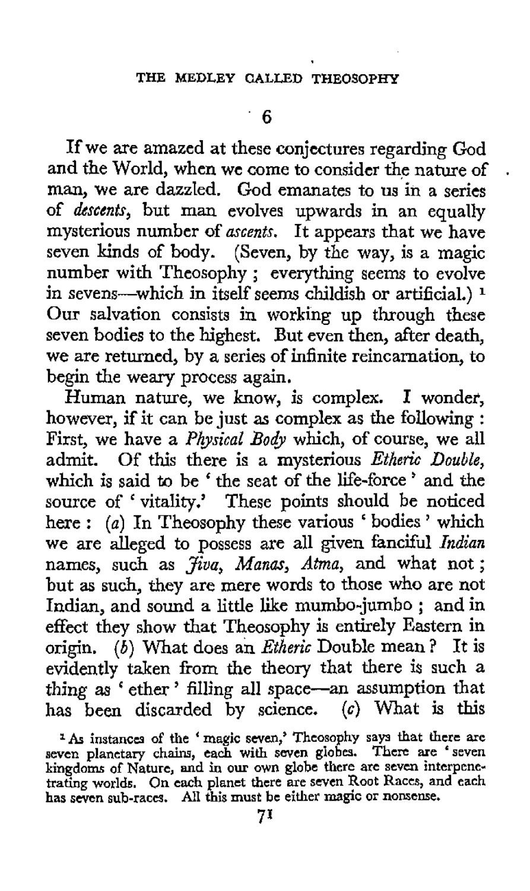## 6

If we are amazed at these conjectures regarding God and the World, when we come to consider the nature of man, we are dazzled. God emanates to us in a series of *descents*, but man evolves upwards in an equally mysterious number of *ascents*. It appears that we have seven kinds of body. (Seven, by the way, is a magic number with Theosophy; everything seems to evolve in sevens—which in itself seems childish or artificial.) [1] Our salvation consists in working up through these seven bodies to the highest. But even then, after death, we are returned, by a series of infinite reincarnation, to begin the weary process again.

Human nature, we know, is complex. I wonder, however, if it can be just as complex as the following: First, we have a *Physical Body* which, of course, we all admit. Of this there is a mysterious *Etheric Double*, which is said to be 'the seat of the life-force' and the source of 'vitality.' These points should be noticed here: (*a*) In Theosophy these various 'bodies' which we are alleged to possess are all given fanciful *Indian* names, such as *Jiva*, *Manas*, *Atma*, and what not; but as such, they are mere words to those who are not Indian, and sound a little like mumbo-jumbo; and in effect they show that Theosophy is entirely Eastern in origin. (*b*) What does an *Etheric* Double mean? It is evidently taken from the theory that there is such a thing as 'ether' filling all space—an assumption that has been discarded by science. (*c*) What is this

[1] As instances of the 'magic seven,' Theosophy says that there are seven planetary chains, each with seven globes. There are 'seven kingdoms of Nature, and in our own globe there are seven interpenetrating worlds. On each planet there are seven Root Races, and each has seven sub-races. All this must be either magic or nonsense.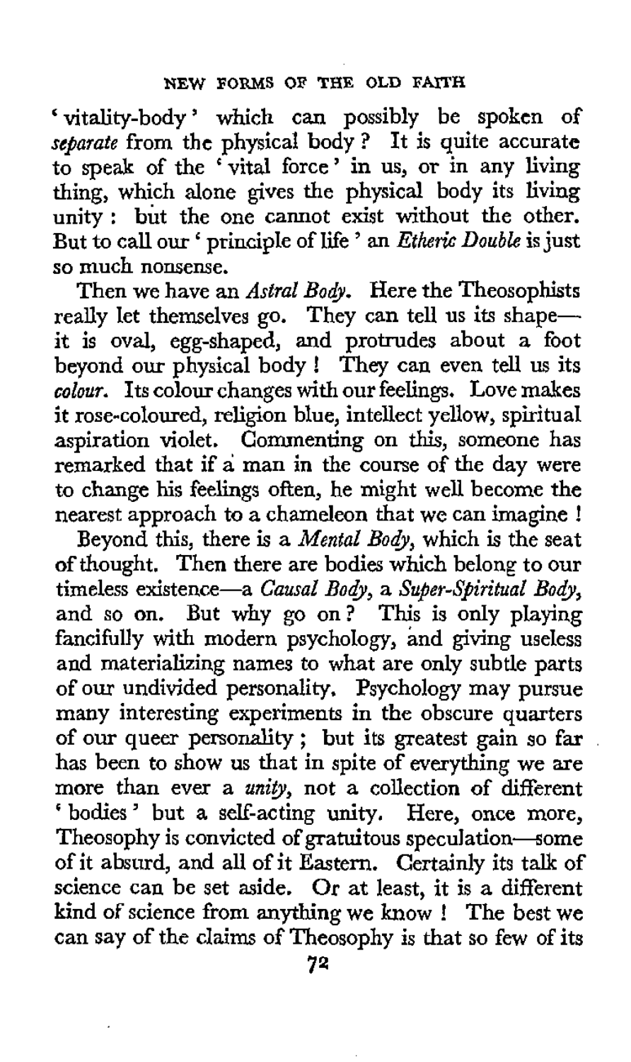'vitality-body' which can possibly be spoken of *separate* from the physical body? It is quite accurate to speak of the 'vital force' in us, or in any living thing, which alone gives the physical body its living unity: but the one cannot exist without the other. But to call our 'principle of life' an *Etheric Double* is just so much nonsense.

Then we have an *Astral Body*. Here the Theosophists really let themselves go. They can tell us its shape—it is oval, egg-shaped, and protrudes about a foot beyond our physical body! They can even tell us its *colour*. Its colour changes with our feelings. Love makes it rose-coloured, religion blue, intellect yellow, spiritual aspiration violet. Commenting on this, someone has remarked that if a man in the course of the day were to change his feelings often, he might well become the nearest approach to a chameleon that we can imagine!

Beyond this, there is a *Mental Body*, which is the seat of thought. Then there are bodies which belong to our timeless existence—a *Causal Body*, a *Super-Spiritual Body*, and so on. But why go on? This is only playing fancifully with modern psychology, and giving useless and materializing names to what are only subtle parts of our undivided personality. Psychology may pursue many interesting experiments in the obscure quarters of our queer personality; but its greatest gain so far has been to show us that in spite of everything we are more than ever a *unity*, not a collection of different 'bodies' but a self-acting unity. Here, once more, Theosophy is convicted of gratuitous speculation—some of it absurd, and all of it Eastern. Certainly its talk of science can be set aside. Or at least, it is a different kind of science from anything we know! The best we can say of the claims of Theosophy is that so few of its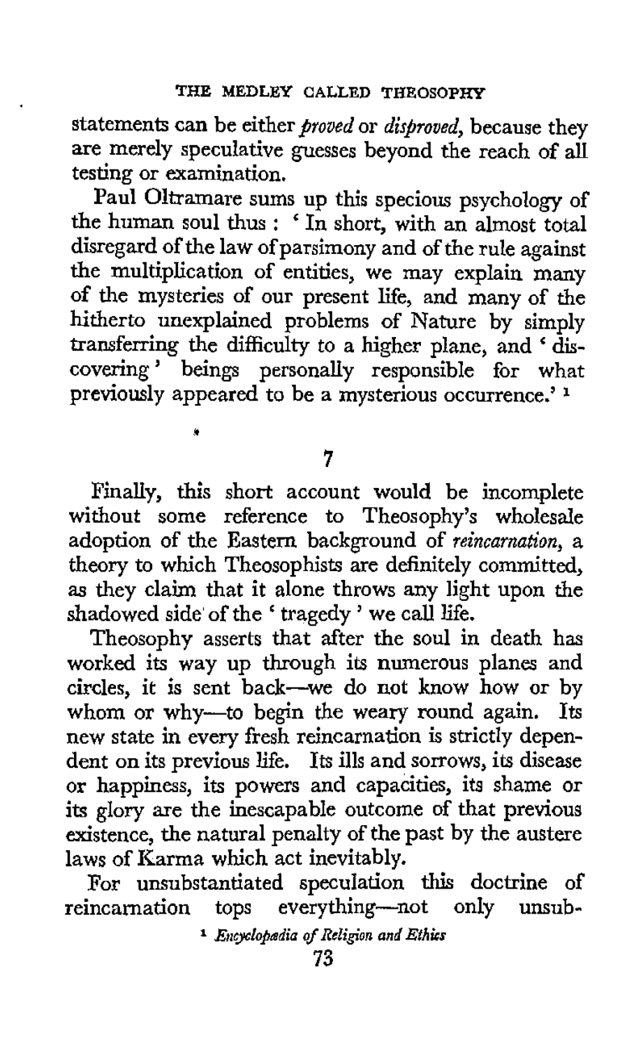statements can be either *proved* or *disproved*, because they are merely speculative guesses beyond the reach of all testing or examination.

Paul Oltramare sums up this specious psychology of the human soul thus : 'In short, with an almost total disregard of the law of parsimony and of the rule against the multiplication of entities, we may explain many of the mysteries of our present life, and many of the hitherto unexplained problems of Nature by simply transferring the difficulty to a higher plane, and 'discovering' beings personally responsible for what previously appeared to be a mysterious occurrence.' [1]

## 7

Finally, this short account would be incomplete without some reference to Theosophy's wholesale adoption of the Eastern background of *reincarnation*, a theory to which Theosophists are definitely committed, as they claim that it alone throws any light upon the shadowed side of the 'tragedy' we call life.

Theosophy asserts that after the soul in death has worked its way up through its numerous planes and circles, it is sent back—we do not know how or by whom or why—to begin the weary round again. Its new state in every fresh reincarnation is strictly dependent on its previous life. Its ills and sorrows, its disease or happiness, its powers and capacities, its shame or its glory are the inescapable outcome of that previous existence, the natural penalty of the past by the austere laws of Karma which act inevitably.

For unsubstantiated speculation this doctrine of reincarnation tops everything—not only unsub-

[1] *Encyclopædia of Religion and Ethics*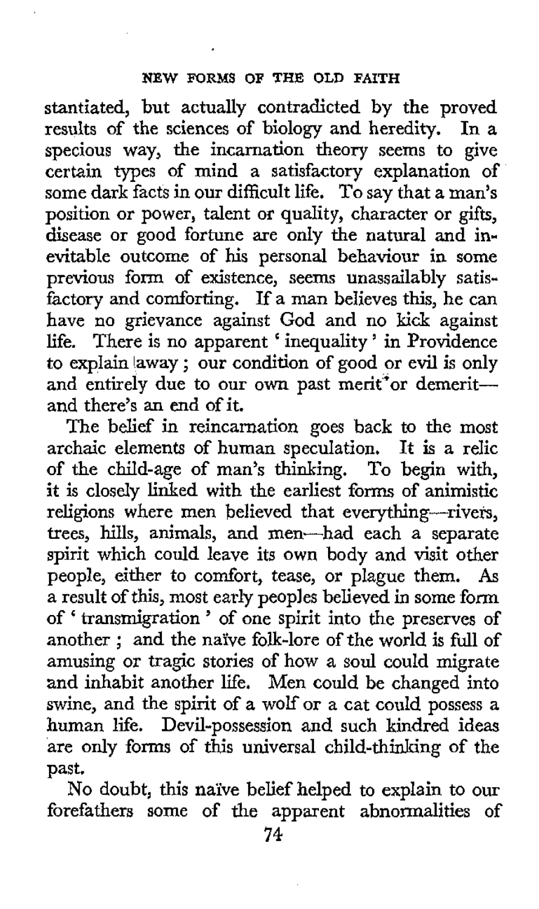stantiated, but actually contradicted by the proved results of the sciences of biology and heredity. In a specious way, the incarnation theory seems to give certain types of mind a satisfactory explanation of some dark facts in our difficult life. To say that a man's position or power, talent or quality, character or gifts, disease or good fortune are only the natural and inevitable outcome of his personal behaviour in some previous form of existence, seems unassailably satisfactory and comforting. If a man believes this, he can have no grievance against God and no kick against life. There is no apparent 'inequality' in Providence to explain away; our condition of good or evil is only and entirely due to our own past merit or demerit—and there's an end of it.

The belief in reincarnation goes back to the most archaic elements of human speculation. It is a relic of the child-age of man's thinking. To begin with, it is closely linked with the earliest forms of animistic religions where men believed that everything—rivers, trees, hills, animals, and men—had each a separate spirit which could leave its own body and visit other people, either to comfort, tease, or plague them. As a result of this, most early peoples believed in some form of 'transmigration' of one spirit into the preserves of another; and the naïve folk-lore of the world is full of amusing or tragic stories of how a soul could migrate and inhabit another life. Men could be changed into swine, and the spirit of a wolf or a cat could possess a human life. Devil-possession and such kindred ideas are only forms of this universal child-thinking of the past.

No doubt, this naïve belief helped to explain to our forefathers some of the apparent abnormalities of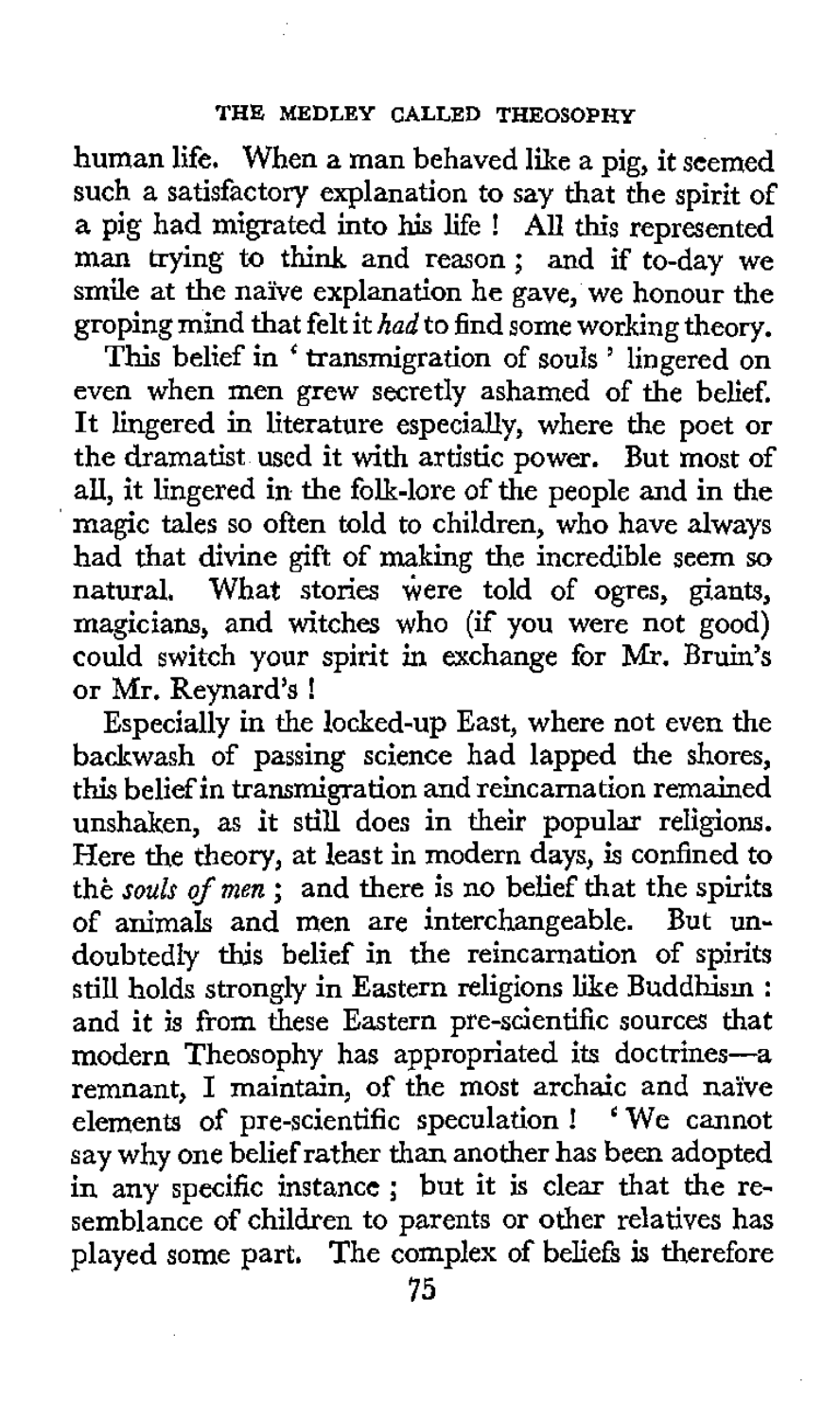human life. When a man behaved like a pig, it seemed such a satisfactory explanation to say that the spirit of a pig had migrated into his life! All this represented man trying to think and reason; and if to-day we smile at the naïve explanation he gave, we honour the groping mind that felt it *had* to find some working theory.

This belief in 'transmigration of souls' lingered on even when men grew secretly ashamed of the belief. It lingered in literature especially, where the poet or the dramatist used it with artistic power. But most of all, it lingered in the folk-lore of the people and in the magic tales so often told to children, who have always had that divine gift of making the incredible seem so natural. What stories were told of ogres, giants, magicians, and witches who (if you were not good) could switch your spirit in exchange for Mr. Bruin's or Mr. Reynard's!

Especially in the locked-up East, where not even the backwash of passing science had lapped the shores, this belief in transmigration and reincarnation remained unshaken, as it still does in their popular religions. Here the theory, at least in modern days, is confined to the *souls of men*; and there is no belief that the spirits of animals and men are interchangeable. But undoubtedly this belief in the reincarnation of spirits still holds strongly in Eastern religions like Buddhism: and it is from these Eastern pre-scientific sources that modern Theosophy has appropriated its doctrines—a remnant, I maintain, of the most archaic and naïve elements of pre-scientific speculation! 'We cannot say why one belief rather than another has been adopted in any specific instance; but it is clear that the resemblance of children to parents or other relatives has played some part. The complex of beliefs is therefore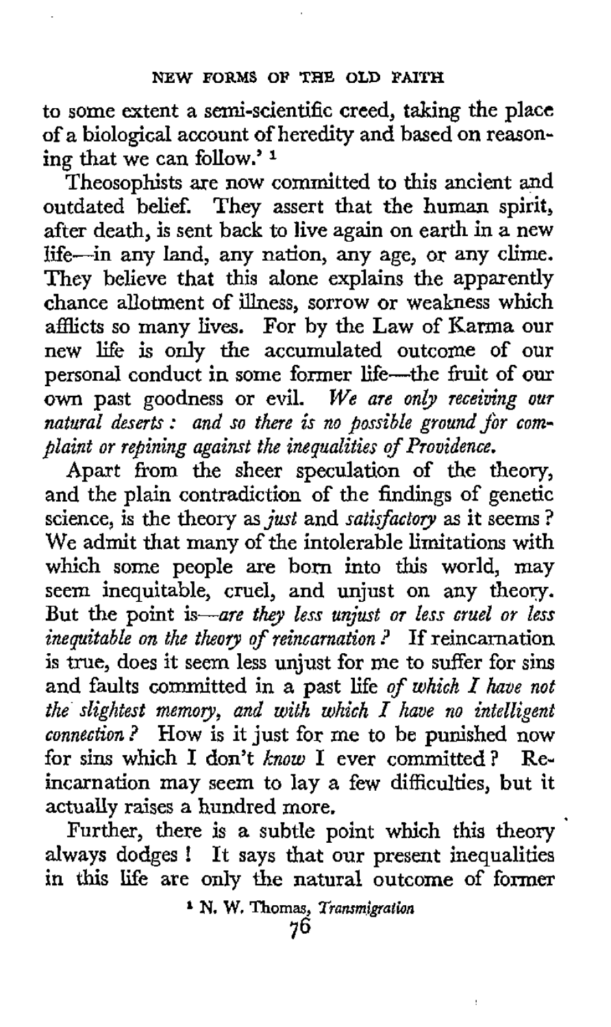to some extent a semi-scientific creed, taking the place of a biological account of heredity and based on reasoning that we can follow.'[1]

Theosophists are now committed to this ancient and outdated belief. They assert that the human spirit, after death, is sent back to live again on earth in a new life—in any land, any nation, any age, or any clime. They believe that this alone explains the apparently chance allotment of illness, sorrow or weakness which afflicts so many lives. For by the Law of Karma our new life is only the accumulated outcome of our personal conduct in some former life—the fruit of our own past goodness or evil. *We are only receiving our natural deserts : and so there is no possible ground for complaint or repining against the inequalities of Providence.*

Apart from the sheer speculation of the theory, and the plain contradiction of the findings of genetic science, is the theory as *just* and *satisfactory* as it seems? We admit that many of the intolerable limitations with which some people are born into this world, may seem inequitable, cruel, and unjust on any theory. But the point is—*are they less unjust or less cruel or less inequitable on the theory of reincarnation?* If reincarnation is true, does it seem less unjust for me to suffer for sins and faults committed in a past life *of which I have not the slightest memory, and with which I have no intelligent connection?* How is it just for me to be punished now for sins which I don't *know* I ever committed? Reincarnation may seem to lay a few difficulties, but it actually raises a hundred more.

Further, there is a subtle point which this theory always dodges! It says that our present inequalities in this life are only the natural outcome of former

[1] N. W. Thomas, *Transmigration*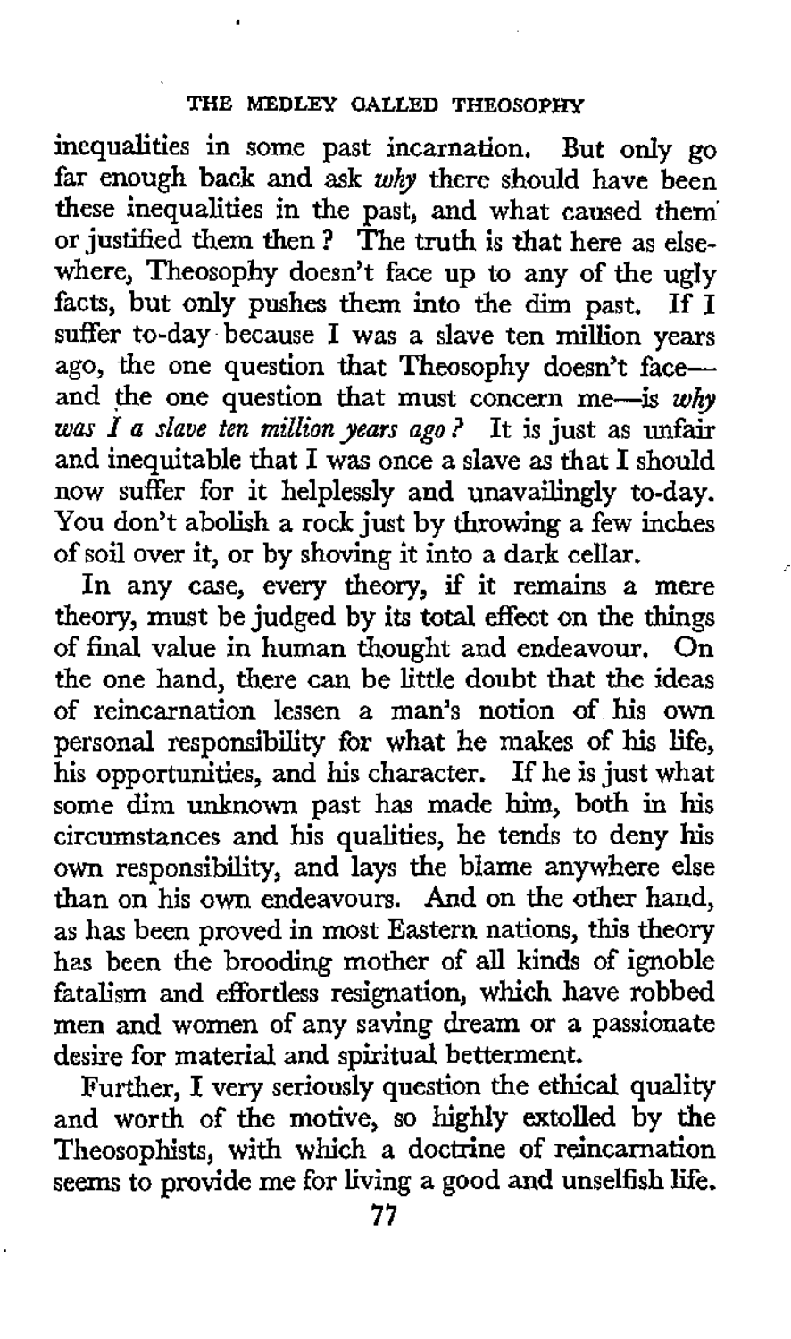inequalities in some past incarnation. But only go far enough back and ask *why* there should have been these inequalities in the past, and what caused them or justified them then? The truth is that here as elsewhere, Theosophy doesn't face up to any of the ugly facts, but only pushes them into the dim past. If I suffer to-day because I was a slave ten million years ago, the one question that Theosophy doesn't face—and the one question that must concern me—is *why was I a slave ten million years ago?* It is just as unfair and inequitable that I was once a slave as that I should now suffer for it helplessly and unavailingly to-day. You don't abolish a rock just by throwing a few inches of soil over it, or by shoving it into a dark cellar.

In any case, every theory, if it remains a mere theory, must be judged by its total effect on the things of final value in human thought and endeavour. On the one hand, there can be little doubt that the ideas of reincarnation lessen a man's notion of his own personal responsibility for what he makes of his life, his opportunities, and his character. If he is just what some dim unknown past has made him, both in his circumstances and his qualities, he tends to deny his own responsibility, and lays the blame anywhere else than on his own endeavours. And on the other hand, as has been proved in most Eastern nations, this theory has been the brooding mother of all kinds of ignoble fatalism and effortless resignation, which have robbed men and women of any saving dream or a passionate desire for material and spiritual betterment.

Further, I very seriously question the ethical quality and worth of the motive, so highly extolled by the Theosophists, with which a doctrine of reincarnation seems to provide me for living a good and unselfish life.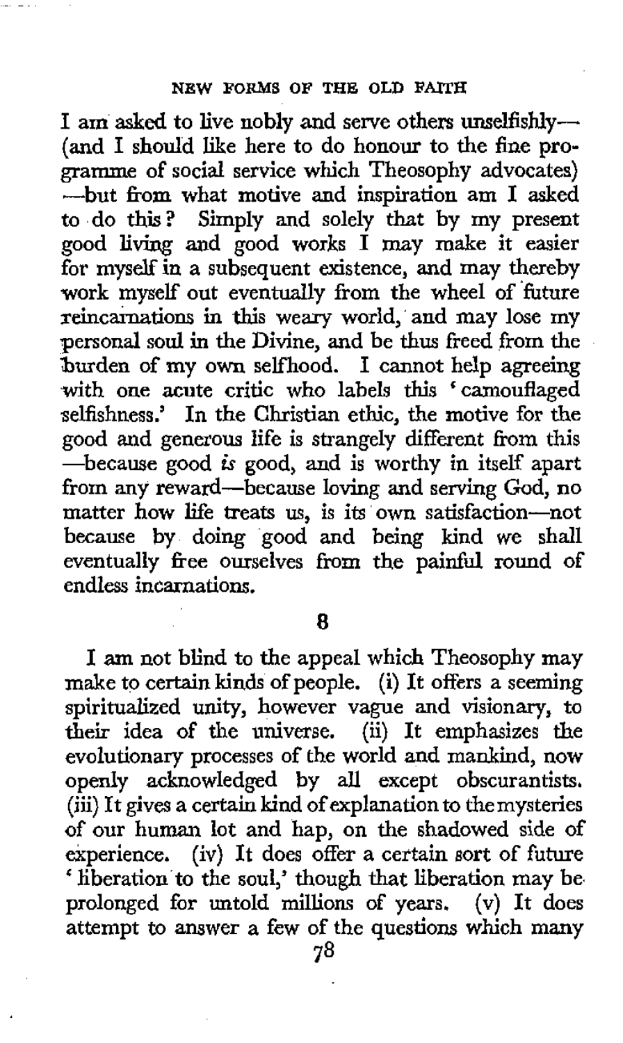I am asked to live nobly and serve others unselfishly—(and I should like here to do honour to the fine programme of social service which Theosophy advocates)—but from what motive and inspiration am I asked to do this? Simply and solely that by my present good living and good works I may make it easier for myself in a subsequent existence, and may thereby work myself out eventually from the wheel of future reincarnations in this weary world, and may lose my personal soul in the Divine, and be thus freed from the burden of my own selfhood. I cannot help agreeing with one acute critic who labels this 'camouflaged selfishness.' In the Christian ethic, the motive for the good and generous life is strangely different from this—because good *is* good, and is worthy in itself apart from any reward—because loving and serving God, no matter how life treats us, is its own satisfaction—not because by doing good and being kind we shall eventually free ourselves from the painful round of endless incarnations.

## 8

I am not blind to the appeal which Theosophy may make to certain kinds of people. (i) It offers a seeming spiritualized unity, however vague and visionary, to their idea of the universe. (ii) It emphasizes the evolutionary processes of the world and mankind, now openly acknowledged by all except obscurantists. (iii) It gives a certain kind of explanation to the mysteries of our human lot and hap, on the shadowed side of experience. (iv) It does offer a certain sort of future 'liberation to the soul,' though that liberation may be prolonged for untold millions of years. (v) It does attempt to answer a few of the questions which many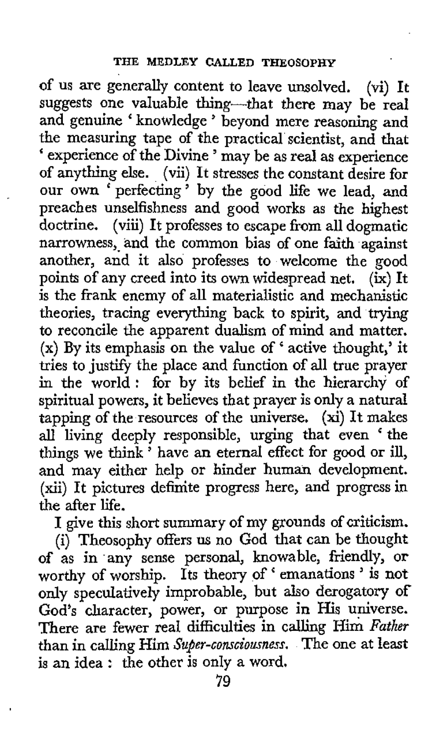of us are generally content to leave unsolved. (vi) It suggests one valuable thing—that there may be real and genuine 'knowledge' beyond mere reasoning and the measuring tape of the practical scientist, and that 'experience of the Divine' may be as real as experience of anything else. (vii) It stresses the constant desire for our own 'perfecting' by the good life we lead, and preaches unselfishness and good works as the highest doctrine. (viii) It professes to escape from all dogmatic narrowness, and the common bias of one faith against another, and it also professes to welcome the good points of any creed into its own widespread net. (ix) It is the frank enemy of all materialistic and mechanistic theories, tracing everything back to spirit, and trying to reconcile the apparent dualism of mind and matter. (x) By its emphasis on the value of 'active thought,' it tries to justify the place and function of all true prayer in the world: for by its belief in the hierarchy of spiritual powers, it believes that prayer is only a natural tapping of the resources of the universe. (xi) It makes all living deeply responsible, urging that even 'the things we think' have an eternal effect for good or ill, and may either help or hinder human development. (xii) It pictures definite progress here, and progress in the after life.

I give this short summary of my grounds of criticism.

(i) Theosophy offers us no God that can be thought of as in any sense personal, knowable, friendly, or worthy of worship. Its theory of 'emanations' is not only speculatively improbable, but also derogatory of God's character, power, or purpose in His universe. There are fewer real difficulties in calling Him *Father* than in calling Him *Super-consciousness*. The one at least is an idea: the other is only a word.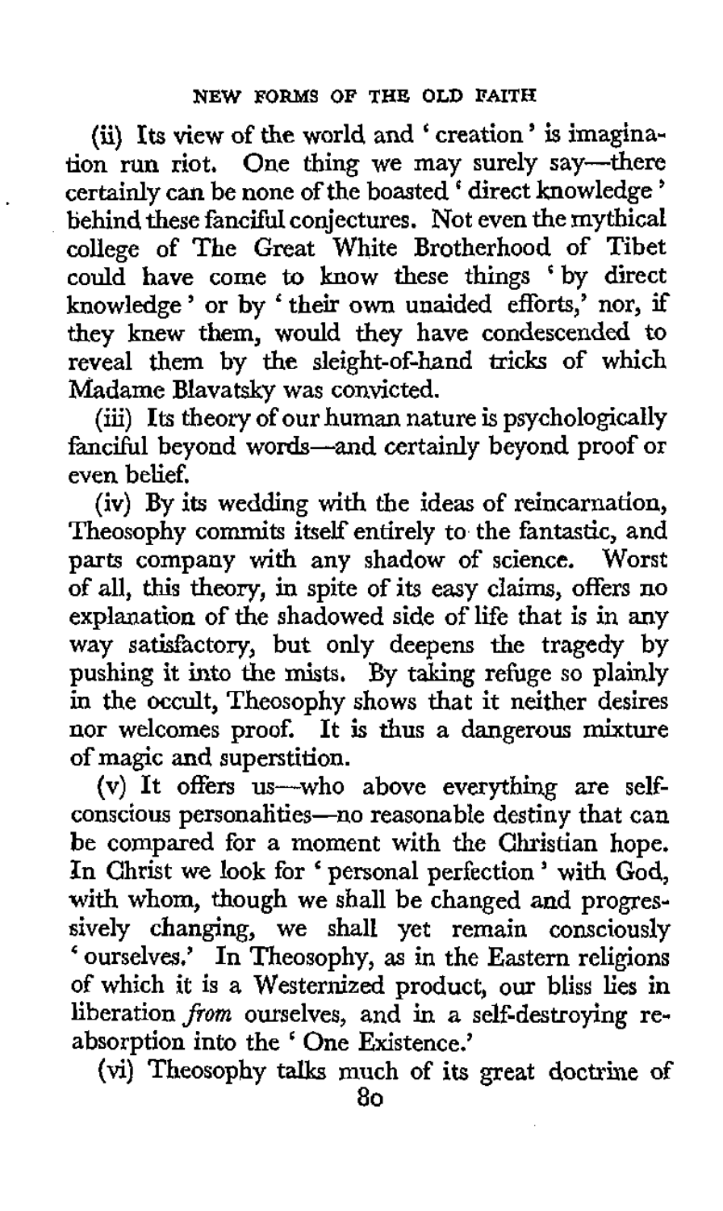(ii) Its view of the world and 'creation' is imagination run riot. One thing we may surely say—there certainly can be none of the boasted 'direct knowledge' behind these fanciful conjectures. Not even the mythical college of The Great White Brotherhood of Tibet could have come to know these things 'by direct knowledge' or by 'their own unaided efforts,' nor, if they knew them, would they have condescended to reveal them by the sleight-of-hand tricks of which Madame Blavatsky was convicted.

(iii) Its theory of our human nature is psychologically fanciful beyond words—and certainly beyond proof or even belief.

(iv) By its wedding with the ideas of reincarnation, Theosophy commits itself entirely to the fantastic, and parts company with any shadow of science. Worst of all, this theory, in spite of its easy claims, offers no explanation of the shadowed side of life that is in any way satisfactory, but only deepens the tragedy by pushing it into the mists. By taking refuge so plainly in the occult, Theosophy shows that it neither desires nor welcomes proof. It is thus a dangerous mixture of magic and superstition.

(v) It offers us—who above everything are self-conscious personalities—no reasonable destiny that can be compared for a moment with the Christian hope. In Christ we look for 'personal perfection' with God, with whom, though we shall be changed and progressively changing, we shall yet remain consciously 'ourselves.' In Theosophy, as in the Eastern religions of which it is a Westernized product, our bliss lies in liberation *from* ourselves, and in a self-destroying re-absorption into the 'One Existence.'

(vi) Theosophy talks much of its great doctrine of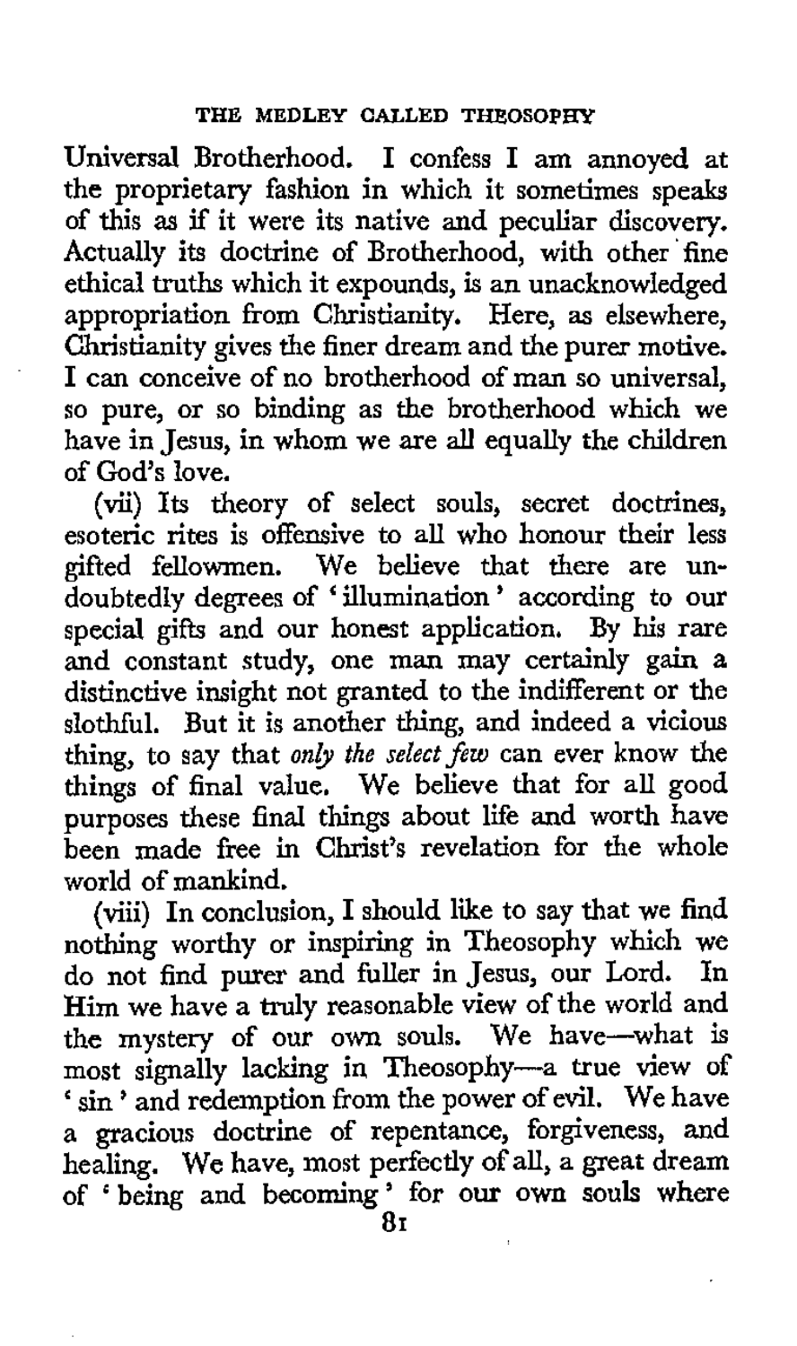Universal Brotherhood. I confess I am annoyed at the proprietary fashion in which it sometimes speaks of this as if it were its native and peculiar discovery. Actually its doctrine of Brotherhood, with other fine ethical truths which it expounds, is an unacknowledged appropriation from Christianity. Here, as elsewhere, Christianity gives the finer dream and the purer motive. I can conceive of no brotherhood of man so universal, so pure, or so binding as the brotherhood which we have in Jesus, in whom we are all equally the children of God's love.

(vii) Its theory of select souls, secret doctrines, esoteric rites is offensive to all who honour their less gifted fellowmen. We believe that there are undoubtedly degrees of 'illumination' according to our special gifts and our honest application. By his rare and constant study, one man may certainly gain a distinctive insight not granted to the indifferent or the slothful. But it is another thing, and indeed a vicious thing, to say that *only the select few* can ever know the things of final value. We believe that for all good purposes these final things about life and worth have been made free in Christ's revelation for the whole world of mankind.

(viii) In conclusion, I should like to say that we find nothing worthy or inspiring in Theosophy which we do not find purer and fuller in Jesus, our Lord. In Him we have a truly reasonable view of the world and the mystery of our own souls. We have—what is most signally lacking in Theosophy—a true view of 'sin' and redemption from the power of evil. We have a gracious doctrine of repentance, forgiveness, and healing. We have, most perfectly of all, a great dream of 'being and becoming' for our own souls where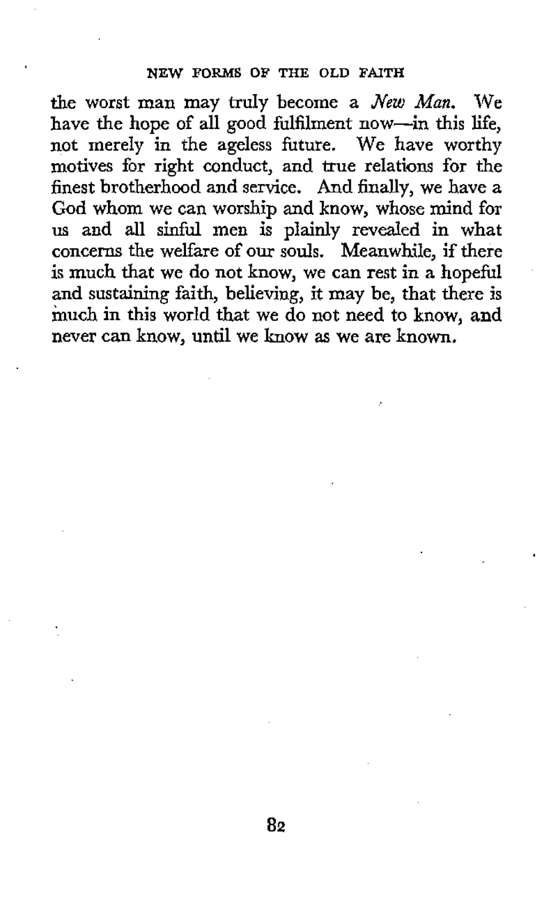the worst man may truly become a *New Man*. We have the hope of all good fulfilment now—in this life, not merely in the ageless future. We have worthy motives for right conduct, and true relations for the finest brotherhood and service. And finally, we have a God whom we can worship and know, whose mind for us and all sinful men is plainly revealed in what concerns the welfare of our souls. Meanwhile, if there is much that we do not know, we can rest in a hopeful and sustaining faith, believing, it may be, that there is much in this world that we do not need to know, and never can know, until we know as we are known.